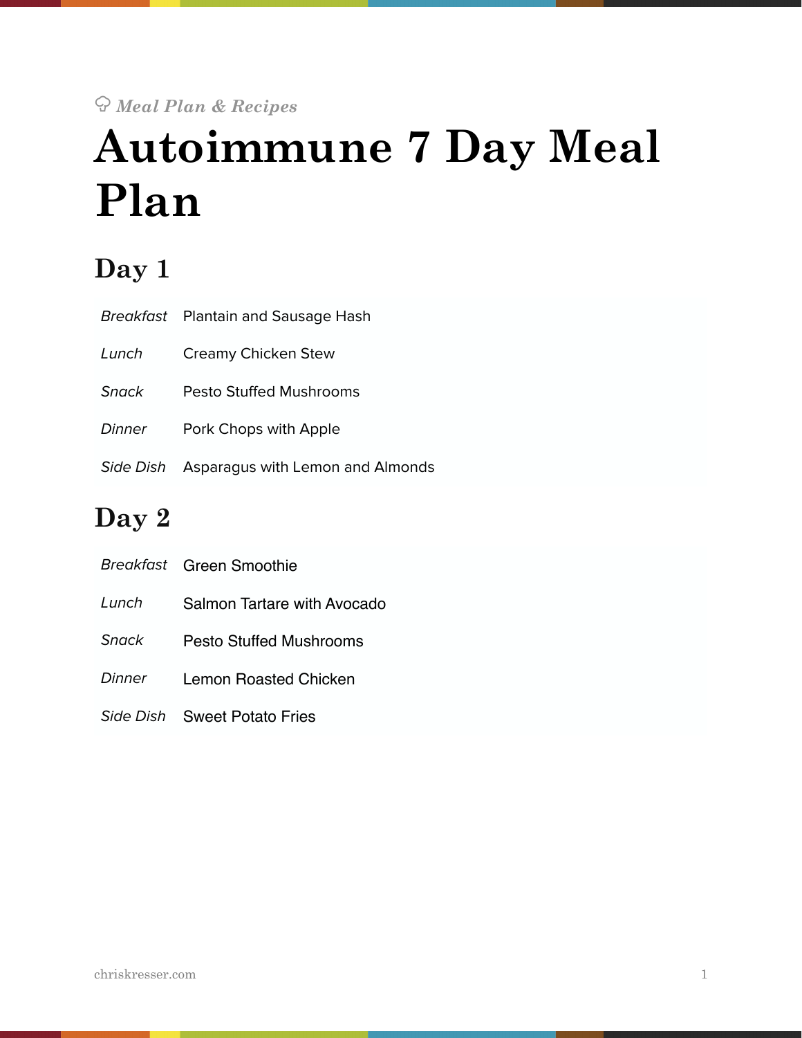*Meal Plan & Recipes*

# Autoimmune 7 Day Meal Plan

## Day 1

| | |
|---|---|
| *Breakfast* | Plantain and Sausage Hash |
| *Lunch* | Creamy Chicken Stew |
| *Snack* | Pesto Stuffed Mushrooms |
| *Dinner* | Pork Chops with Apple |
| *Side Dish* | Asparagus with Lemon and Almonds |

## Day 2

| | |
|---|---|
| *Breakfast* | Green Smoothie |
| *Lunch* | Salmon Tartare with Avocado |
| *Snack* | Pesto Stuffed Mushrooms |
| *Dinner* | Lemon Roasted Chicken |
| *Side Dish* | Sweet Potato Fries |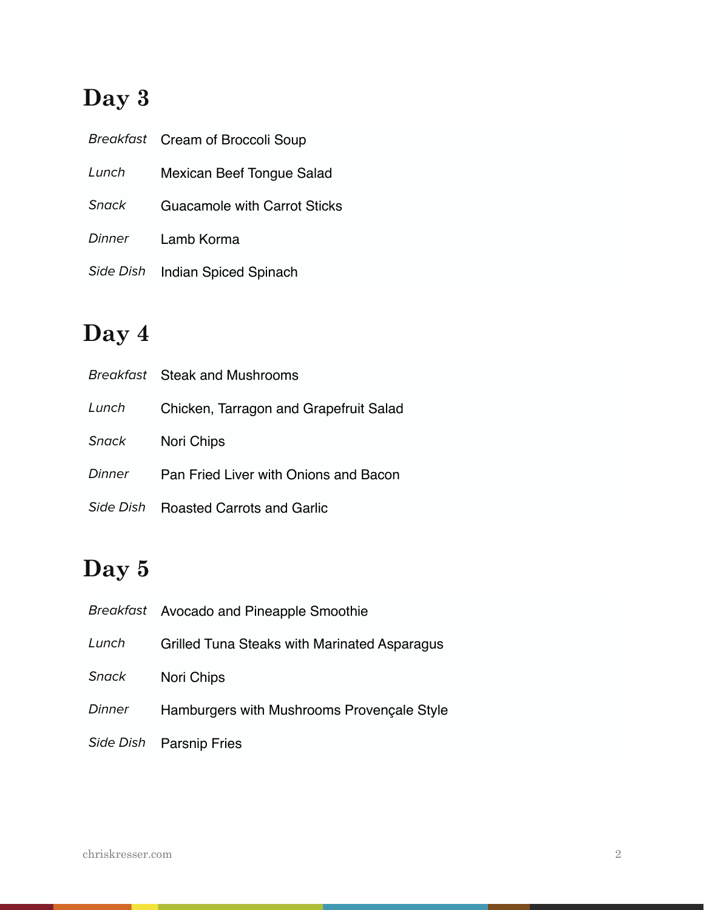## Day 3

| | |
|---|---|
| *Breakfast* | Cream of Broccoli Soup |
| *Lunch* | Mexican Beef Tongue Salad |
| *Snack* | Guacamole with Carrot Sticks |
| *Dinner* | Lamb Korma |
| *Side Dish* | Indian Spiced Spinach |

## Day 4

| | |
|---|---|
| *Breakfast* | Steak and Mushrooms |
| *Lunch* | Chicken, Tarragon and Grapefruit Salad |
| *Snack* | Nori Chips |
| *Dinner* | Pan Fried Liver with Onions and Bacon |
| *Side Dish* | Roasted Carrots and Garlic |

## Day 5

| | |
|---|---|
| *Breakfast* | Avocado and Pineapple Smoothie |
| *Lunch* | Grilled Tuna Steaks with Marinated Asparagus |
| *Snack* | Nori Chips |
| *Dinner* | Hamburgers with Mushrooms Provençale Style |
| *Side Dish* | Parsnip Fries |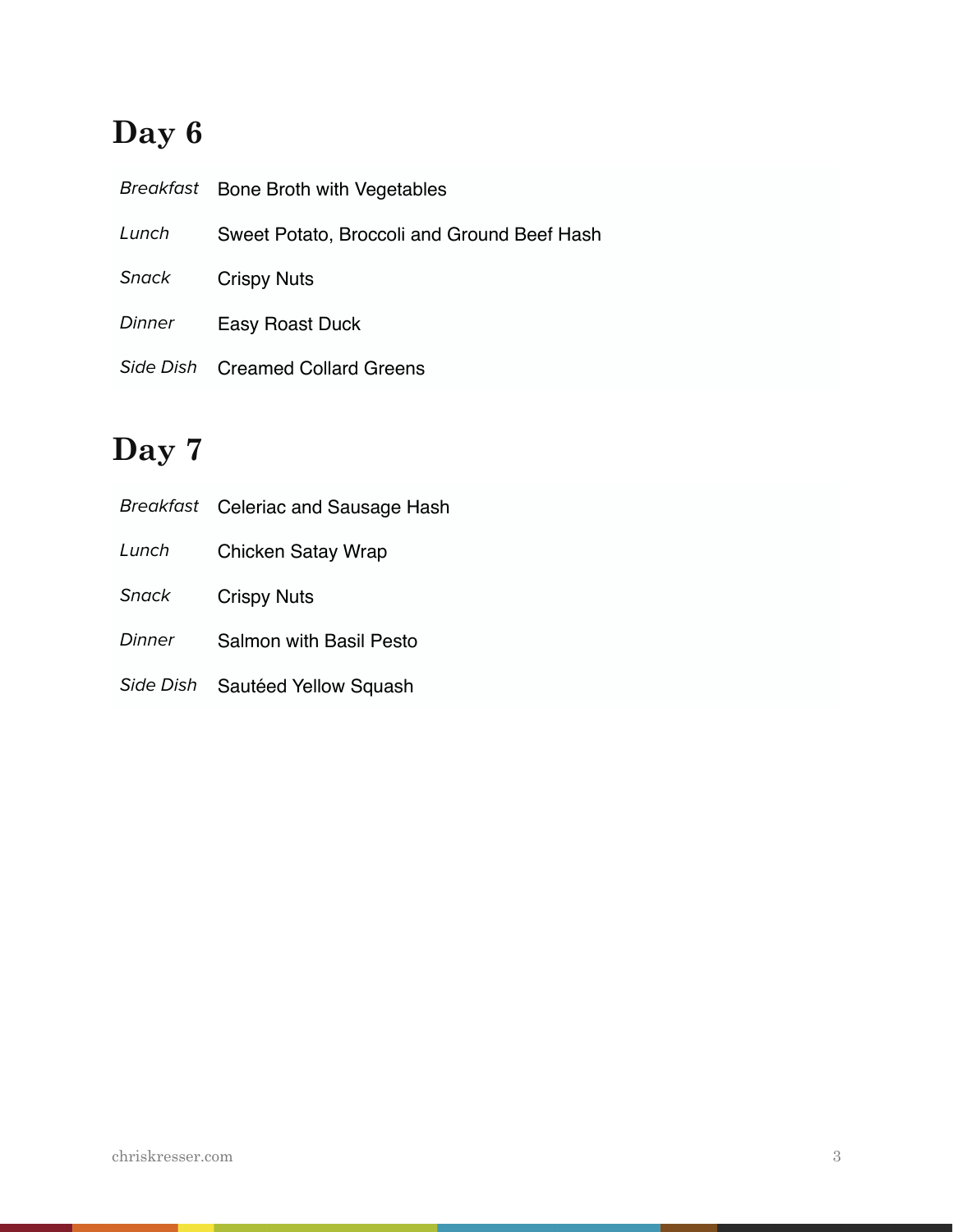## Day 6

| | |
|---|---|
| *Breakfast* | Bone Broth with Vegetables |
| *Lunch* | Sweet Potato, Broccoli and Ground Beef Hash |
| *Snack* | Crispy Nuts |
| *Dinner* | Easy Roast Duck |
| *Side Dish* | Creamed Collard Greens |

## Day 7

| | |
|---|---|
| *Breakfast* | Celeriac and Sausage Hash |
| *Lunch* | Chicken Satay Wrap |
| *Snack* | Crispy Nuts |
| *Dinner* | Salmon with Basil Pesto |
| *Side Dish* | Sautéed Yellow Squash |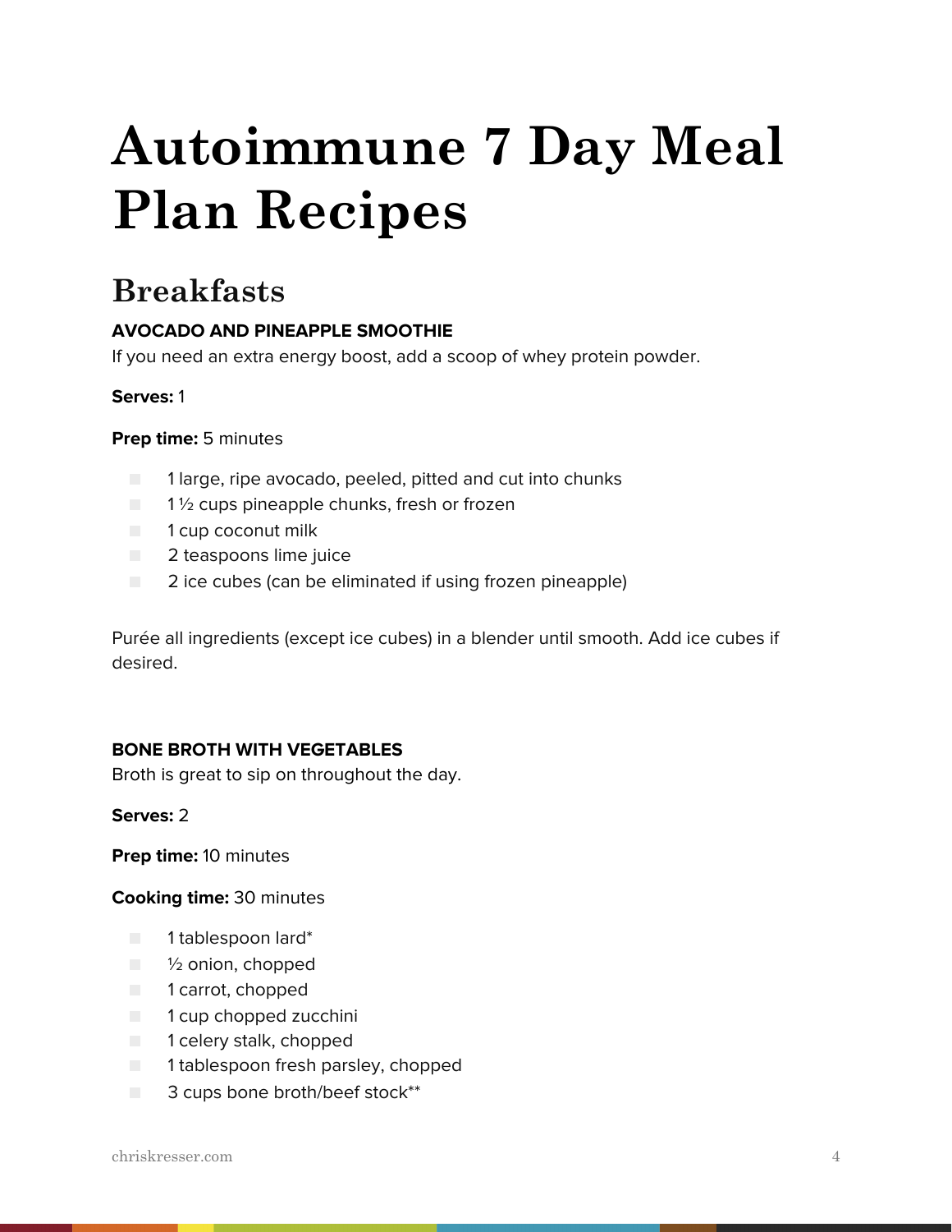# Autoimmune 7 Day Meal Plan Recipes

## Breakfasts

**AVOCADO AND PINEAPPLE SMOOTHIE**

If you need an extra energy boost, add a scoop of whey protein powder.

**Serves:** 1

**Prep time:** 5 minutes

- 1 large, ripe avocado, peeled, pitted and cut into chunks
- 1 ½ cups pineapple chunks, fresh or frozen
- 1 cup coconut milk
- 2 teaspoons lime juice
- 2 ice cubes (can be eliminated if using frozen pineapple)

Purée all ingredients (except ice cubes) in a blender until smooth. Add ice cubes if desired.

**BONE BROTH WITH VEGETABLES**

Broth is great to sip on throughout the day.

**Serves:** 2

**Prep time:** 10 minutes

**Cooking time:** 30 minutes

- 1 tablespoon lard*
- ½ onion, chopped
- 1 carrot, chopped
- 1 cup chopped zucchini
- 1 celery stalk, chopped
- 1 tablespoon fresh parsley, chopped
- 3 cups bone broth/beef stock**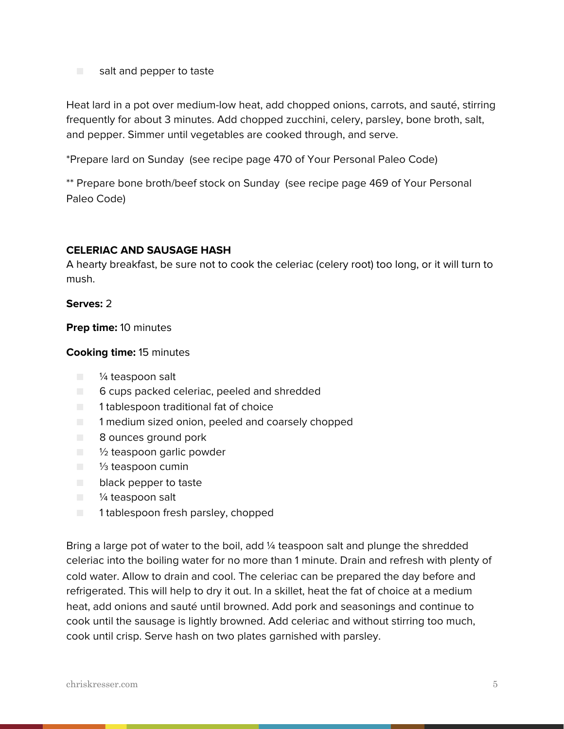- salt and pepper to taste

Heat lard in a pot over medium-low heat, add chopped onions, carrots, and sauté, stirring frequently for about 3 minutes. Add chopped zucchini, celery, parsley, bone broth, salt, and pepper. Simmer until vegetables are cooked through, and serve.

*Prepare lard on Sunday (see recipe page 470 of Your Personal Paleo Code)

** Prepare bone broth/beef stock on Sunday (see recipe page 469 of Your Personal Paleo Code)

**CELERIAC AND SAUSAGE HASH**

A hearty breakfast, be sure not to cook the celeriac (celery root) too long, or it will turn to mush.

**Serves:** 2

**Prep time:** 10 minutes

**Cooking time:** 15 minutes

- ¼ teaspoon salt
- 6 cups packed celeriac, peeled and shredded
- 1 tablespoon traditional fat of choice
- 1 medium sized onion, peeled and coarsely chopped
- 8 ounces ground pork
- ½ teaspoon garlic powder
- ⅓ teaspoon cumin
- black pepper to taste
- ¼ teaspoon salt
- 1 tablespoon fresh parsley, chopped

Bring a large pot of water to the boil, add ¼ teaspoon salt and plunge the shredded celeriac into the boiling water for no more than 1 minute. Drain and refresh with plenty of cold water. Allow to drain and cool. The celeriac can be prepared the day before and refrigerated. This will help to dry it out. In a skillet, heat the fat of choice at a medium heat, add onions and sauté until browned. Add pork and seasonings and continue to cook until the sausage is lightly browned. Add celeriac and without stirring too much, cook until crisp. Serve hash on two plates garnished with parsley.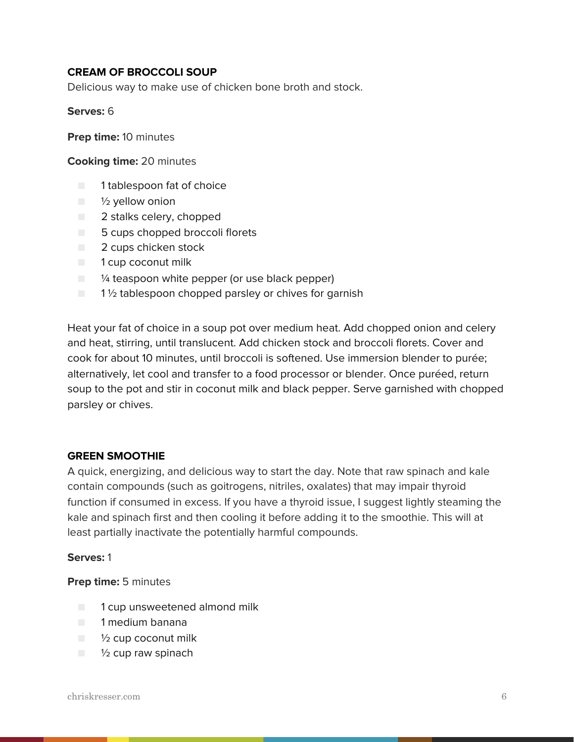### CREAM OF BROCCOLI SOUP

Delicious way to make use of chicken bone broth and stock.

**Serves:** 6

**Prep time:** 10 minutes

**Cooking time:** 20 minutes

- 1 tablespoon fat of choice
- ½ yellow onion
- 2 stalks celery, chopped
- 5 cups chopped broccoli florets
- 2 cups chicken stock
- 1 cup coconut milk
- ¼ teaspoon white pepper (or use black pepper)
- 1 ½ tablespoon chopped parsley or chives for garnish

Heat your fat of choice in a soup pot over medium heat. Add chopped onion and celery and heat, stirring, until translucent. Add chicken stock and broccoli florets. Cover and cook for about 10 minutes, until broccoli is softened. Use immersion blender to purée; alternatively, let cool and transfer to a food processor or blender. Once puréed, return soup to the pot and stir in coconut milk and black pepper. Serve garnished with chopped parsley or chives.

### GREEN SMOOTHIE

A quick, energizing, and delicious way to start the day. Note that raw spinach and kale contain compounds (such as goitrogens, nitriles, oxalates) that may impair thyroid function if consumed in excess. If you have a thyroid issue, I suggest lightly steaming the kale and spinach first and then cooling it before adding it to the smoothie. This will at least partially inactivate the potentially harmful compounds.

**Serves:** 1

**Prep time:** 5 minutes

- 1 cup unsweetened almond milk
- 1 medium banana
- ½ cup coconut milk
- ½ cup raw spinach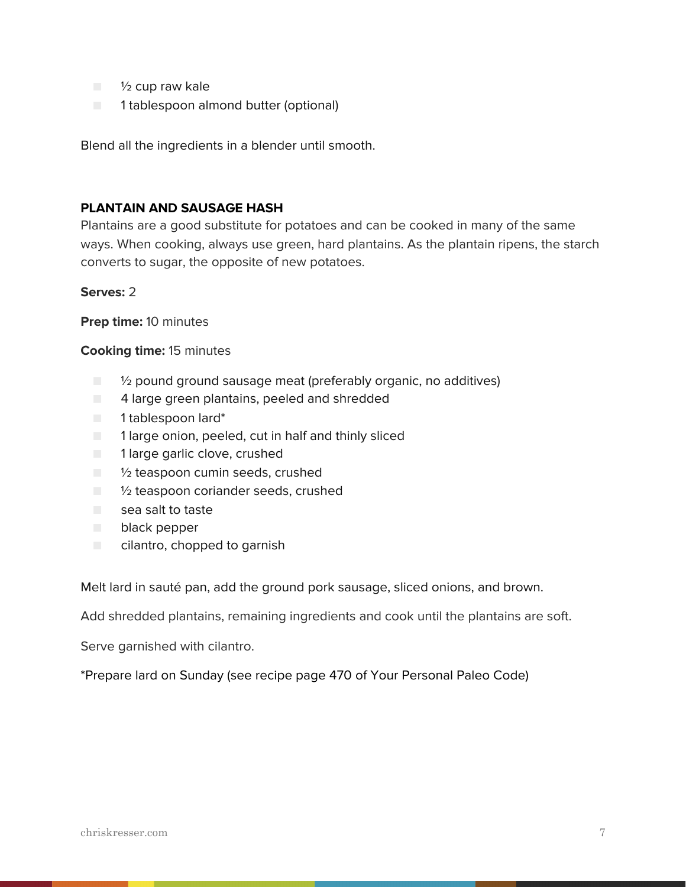- ½ cup raw kale
- 1 tablespoon almond butter (optional)

Blend all the ingredients in a blender until smooth.

### PLANTAIN AND SAUSAGE HASH

Plantains are a good substitute for potatoes and can be cooked in many of the same ways. When cooking, always use green, hard plantains. As the plantain ripens, the starch converts to sugar, the opposite of new potatoes.

**Serves:** 2

**Prep time:** 10 minutes

**Cooking time:** 15 minutes

- ½ pound ground sausage meat (preferably organic, no additives)
- 4 large green plantains, peeled and shredded
- 1 tablespoon lard*
- 1 large onion, peeled, cut in half and thinly sliced
- 1 large garlic clove, crushed
- ½ teaspoon cumin seeds, crushed
- ½ teaspoon coriander seeds, crushed
- sea salt to taste
- black pepper
- cilantro, chopped to garnish

Melt lard in sauté pan, add the ground pork sausage, sliced onions, and brown.

Add shredded plantains, remaining ingredients and cook until the plantains are soft.

Serve garnished with cilantro.

*Prepare lard on Sunday (see recipe page 470 of Your Personal Paleo Code)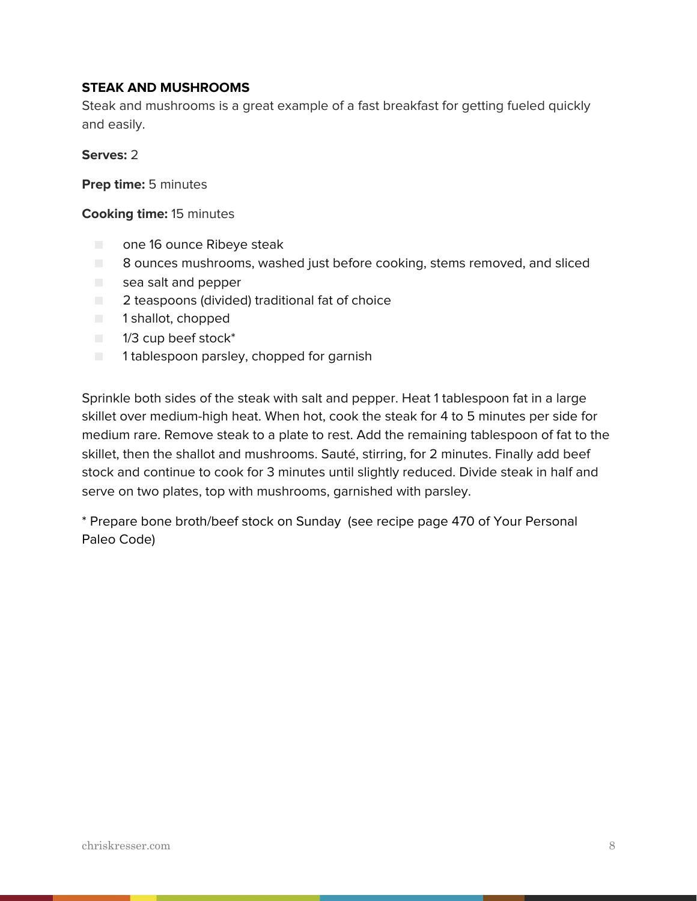**STEAK AND MUSHROOMS**

Steak and mushrooms is a great example of a fast breakfast for getting fueled quickly and easily.

**Serves:** 2

**Prep time:** 5 minutes

**Cooking time:** 15 minutes

- one 16 ounce Ribeye steak
- 8 ounces mushrooms, washed just before cooking, stems removed, and sliced
- sea salt and pepper
- 2 teaspoons (divided) traditional fat of choice
- 1 shallot, chopped
- 1/3 cup beef stock*
- 1 tablespoon parsley, chopped for garnish

Sprinkle both sides of the steak with salt and pepper. Heat 1 tablespoon fat in a large skillet over medium-high heat. When hot, cook the steak for 4 to 5 minutes per side for medium rare. Remove steak to a plate to rest. Add the remaining tablespoon of fat to the skillet, then the shallot and mushrooms. Sauté, stirring, for 2 minutes. Finally add beef stock and continue to cook for 3 minutes until slightly reduced. Divide steak in half and serve on two plates, top with mushrooms, garnished with parsley.

* Prepare bone broth/beef stock on Sunday (see recipe page 470 of Your Personal Paleo Code)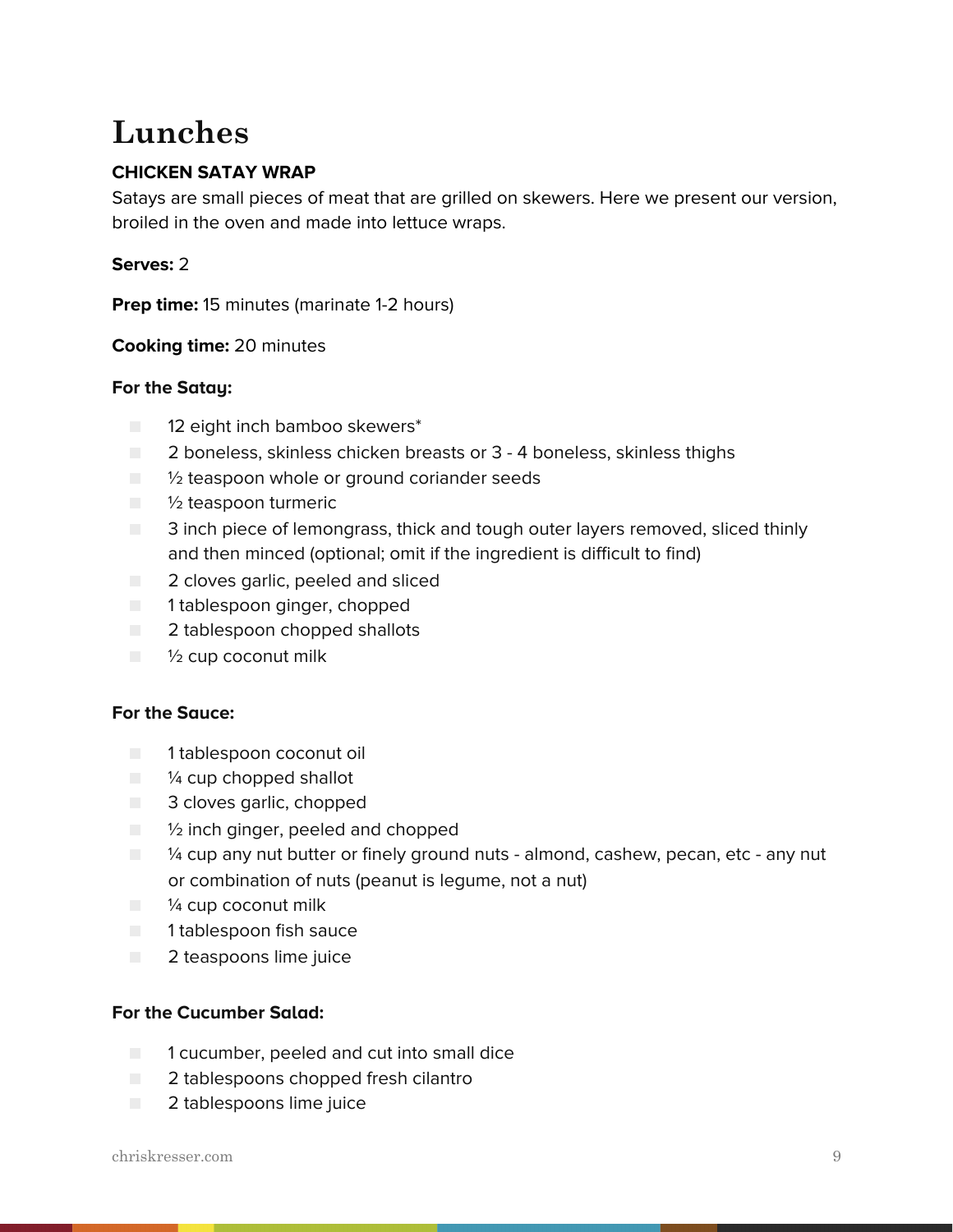# Lunches

**CHICKEN SATAY WRAP**

Satays are small pieces of meat that are grilled on skewers. Here we present our version, broiled in the oven and made into lettuce wraps.

**Serves:** 2

**Prep time:** 15 minutes (marinate 1-2 hours)

**Cooking time:** 20 minutes

**For the Satay:**

- 12 eight inch bamboo skewers*
- 2 boneless, skinless chicken breasts or 3 - 4 boneless, skinless thighs
- ½ teaspoon whole or ground coriander seeds
- ½ teaspoon turmeric
- 3 inch piece of lemongrass, thick and tough outer layers removed, sliced thinly and then minced (optional; omit if the ingredient is difficult to find)
- 2 cloves garlic, peeled and sliced
- 1 tablespoon ginger, chopped
- 2 tablespoon chopped shallots
- ½ cup coconut milk

**For the Sauce:**

- 1 tablespoon coconut oil
- ¼ cup chopped shallot
- 3 cloves garlic, chopped
- ½ inch ginger, peeled and chopped
- ¼ cup any nut butter or finely ground nuts - almond, cashew, pecan, etc - any nut or combination of nuts (peanut is legume, not a nut)
- ¼ cup coconut milk
- 1 tablespoon fish sauce
- 2 teaspoons lime juice

**For the Cucumber Salad:**

- 1 cucumber, peeled and cut into small dice
- 2 tablespoons chopped fresh cilantro
- 2 tablespoons lime juice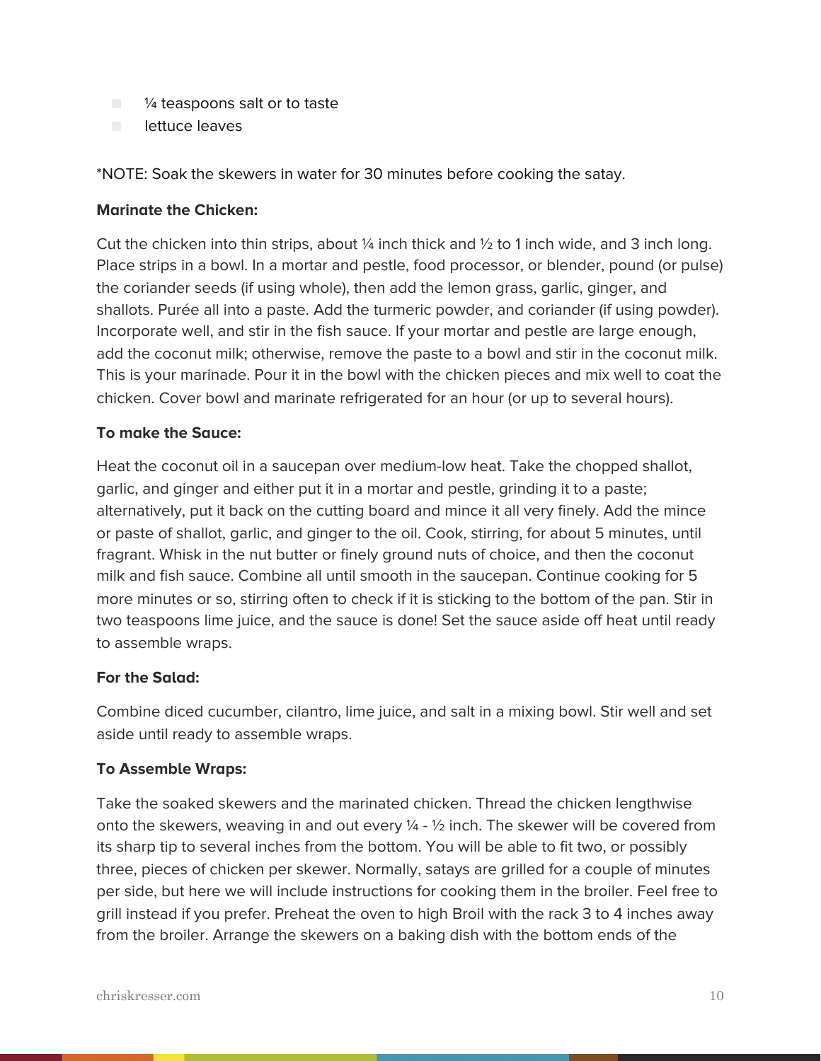- ¼ teaspoons salt or to taste
- lettuce leaves

*NOTE: Soak the skewers in water for 30 minutes before cooking the satay.

**Marinate the Chicken:**

Cut the chicken into thin strips, about ¼ inch thick and ½ to 1 inch wide, and 3 inch long. Place strips in a bowl. In a mortar and pestle, food processor, or blender, pound (or pulse) the coriander seeds (if using whole), then add the lemon grass, garlic, ginger, and shallots. Purée all into a paste. Add the turmeric powder, and coriander (if using powder). Incorporate well, and stir in the fish sauce. If your mortar and pestle are large enough, add the coconut milk; otherwise, remove the paste to a bowl and stir in the coconut milk. This is your marinade. Pour it in the bowl with the chicken pieces and mix well to coat the chicken. Cover bowl and marinate refrigerated for an hour (or up to several hours).

**To make the Sauce:**

Heat the coconut oil in a saucepan over medium-low heat. Take the chopped shallot, garlic, and ginger and either put it in a mortar and pestle, grinding it to a paste; alternatively, put it back on the cutting board and mince it all very finely. Add the mince or paste of shallot, garlic, and ginger to the oil. Cook, stirring, for about 5 minutes, until fragrant. Whisk in the nut butter or finely ground nuts of choice, and then the coconut milk and fish sauce. Combine all until smooth in the saucepan. Continue cooking for 5 more minutes or so, stirring often to check if it is sticking to the bottom of the pan. Stir in two teaspoons lime juice, and the sauce is done! Set the sauce aside off heat until ready to assemble wraps.

**For the Salad:**

Combine diced cucumber, cilantro, lime juice, and salt in a mixing bowl. Stir well and set aside until ready to assemble wraps.

**To Assemble Wraps:**

Take the soaked skewers and the marinated chicken. Thread the chicken lengthwise onto the skewers, weaving in and out every ¼ - ½ inch. The skewer will be covered from its sharp tip to several inches from the bottom. You will be able to fit two, or possibly three, pieces of chicken per skewer. Normally, satays are grilled for a couple of minutes per side, but here we will include instructions for cooking them in the broiler. Feel free to grill instead if you prefer. Preheat the oven to high Broil with the rack 3 to 4 inches away from the broiler. Arrange the skewers on a baking dish with the bottom ends of the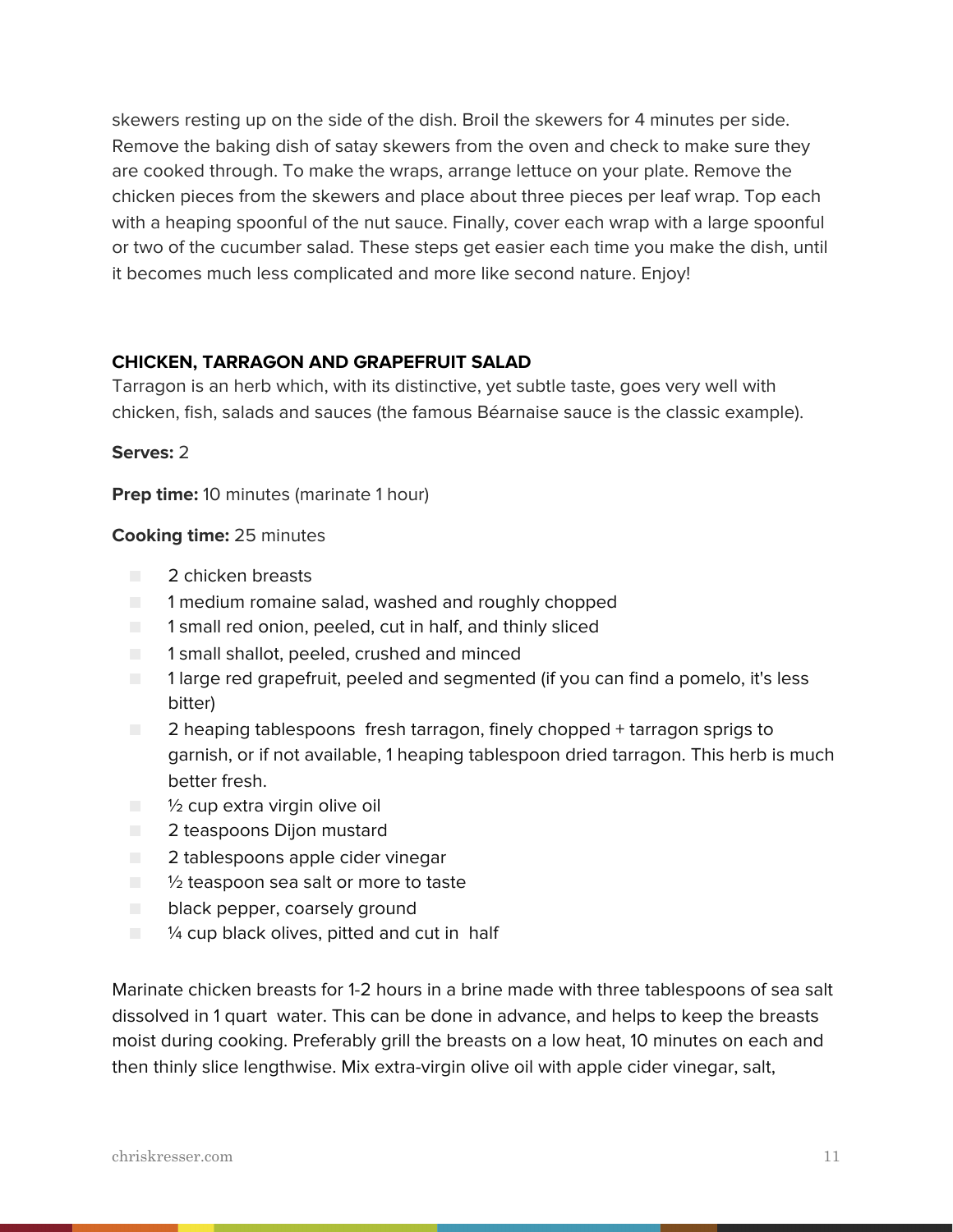skewers resting up on the side of the dish. Broil the skewers for 4 minutes per side. Remove the baking dish of satay skewers from the oven and check to make sure they are cooked through. To make the wraps, arrange lettuce on your plate. Remove the chicken pieces from the skewers and place about three pieces per leaf wrap. Top each with a heaping spoonful of the nut sauce. Finally, cover each wrap with a large spoonful or two of the cucumber salad. These steps get easier each time you make the dish, until it becomes much less complicated and more like second nature. Enjoy!

### CHICKEN, TARRAGON AND GRAPEFRUIT SALAD

Tarragon is an herb which, with its distinctive, yet subtle taste, goes very well with chicken, fish, salads and sauces (the famous Béarnaise sauce is the classic example).

**Serves:** 2

**Prep time:** 10 minutes (marinate 1 hour)

**Cooking time:** 25 minutes

- 2 chicken breasts
- 1 medium romaine salad, washed and roughly chopped
- 1 small red onion, peeled, cut in half, and thinly sliced
- 1 small shallot, peeled, crushed and minced
- 1 large red grapefruit, peeled and segmented (if you can find a pomelo, it's less bitter)
- 2 heaping tablespoons fresh tarragon, finely chopped + tarragon sprigs to garnish, or if not available, 1 heaping tablespoon dried tarragon. This herb is much better fresh.
- ½ cup extra virgin olive oil
- 2 teaspoons Dijon mustard
- 2 tablespoons apple cider vinegar
- ½ teaspoon sea salt or more to taste
- black pepper, coarsely ground
- ¼ cup black olives, pitted and cut in half

Marinate chicken breasts for 1-2 hours in a brine made with three tablespoons of sea salt dissolved in 1 quart water. This can be done in advance, and helps to keep the breasts moist during cooking. Preferably grill the breasts on a low heat, 10 minutes on each and then thinly slice lengthwise. Mix extra-virgin olive oil with apple cider vinegar, salt,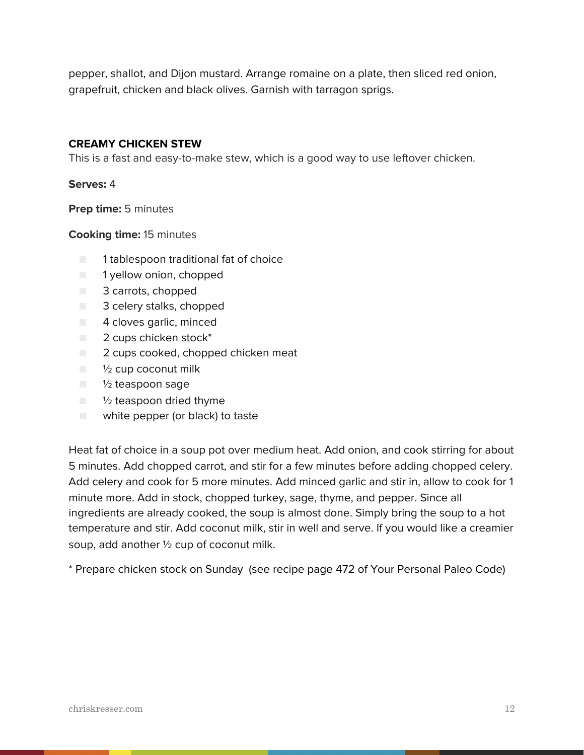pepper, shallot, and Dijon mustard. Arrange romaine on a plate, then sliced red onion, grapefruit, chicken and black olives. Garnish with tarragon sprigs.

### CREAMY CHICKEN STEW

This is a fast and easy-to-make stew, which is a good way to use leftover chicken.

**Serves:** 4

**Prep time:** 5 minutes

**Cooking time:** 15 minutes

- 1 tablespoon traditional fat of choice
- 1 yellow onion, chopped
- 3 carrots, chopped
- 3 celery stalks, chopped
- 4 cloves garlic, minced
- 2 cups chicken stock*
- 2 cups cooked, chopped chicken meat
- ½ cup coconut milk
- ½ teaspoon sage
- ½ teaspoon dried thyme
- white pepper (or black) to taste

Heat fat of choice in a soup pot over medium heat. Add onion, and cook stirring for about 5 minutes. Add chopped carrot, and stir for a few minutes before adding chopped celery. Add celery and cook for 5 more minutes. Add minced garlic and stir in, allow to cook for 1 minute more. Add in stock, chopped turkey, sage, thyme, and pepper. Since all ingredients are already cooked, the soup is almost done. Simply bring the soup to a hot temperature and stir. Add coconut milk, stir in well and serve. If you would like a creamier soup, add another ½ cup of coconut milk.

* Prepare chicken stock on Sunday (see recipe page 472 of Your Personal Paleo Code)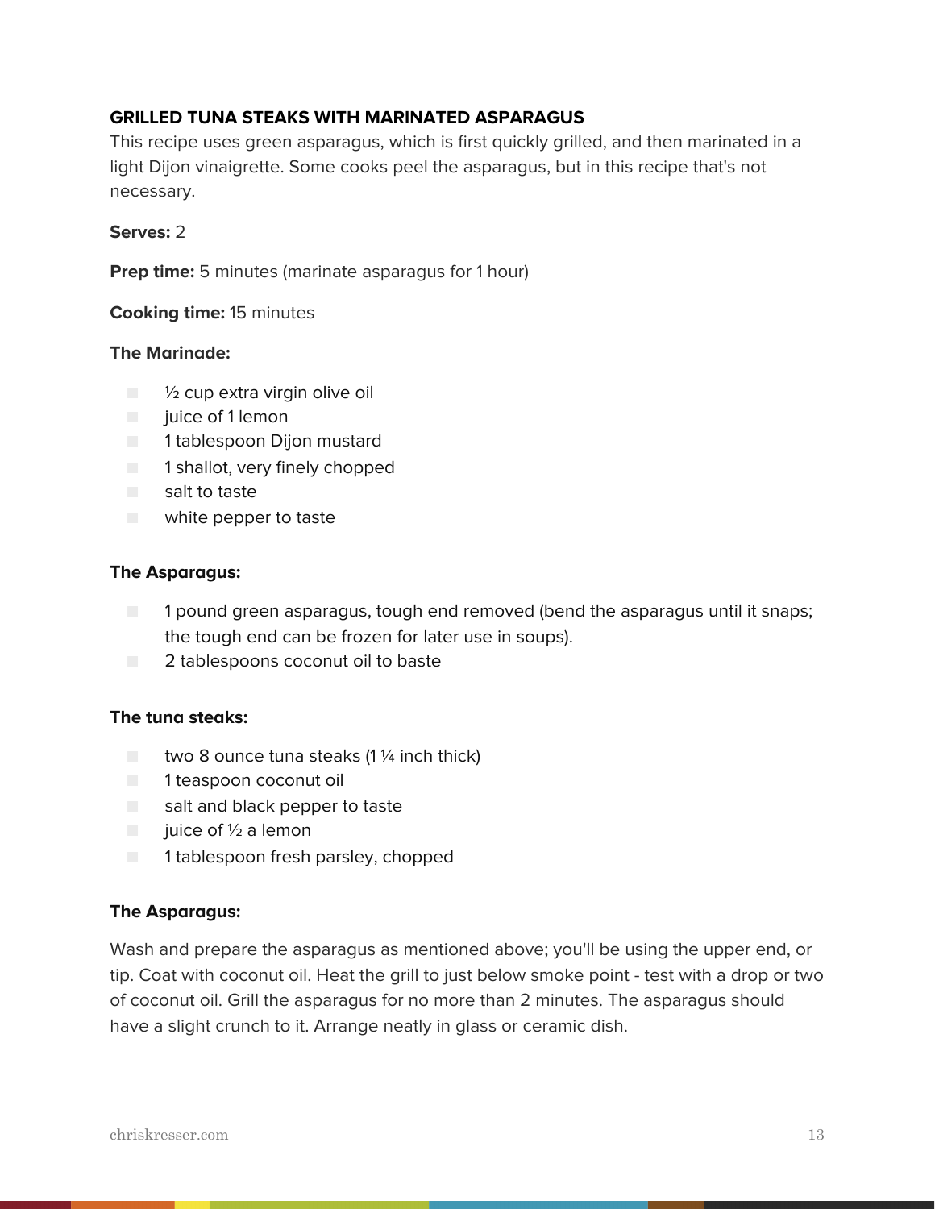## GRILLED TUNA STEAKS WITH MARINATED ASPARAGUS

This recipe uses green asparagus, which is first quickly grilled, and then marinated in a light Dijon vinaigrette. Some cooks peel the asparagus, but in this recipe that's not necessary.

**Serves:** 2

**Prep time:** 5 minutes (marinate asparagus for 1 hour)

**Cooking time:** 15 minutes

**The Marinade:**

- ½ cup extra virgin olive oil
- juice of 1 lemon
- 1 tablespoon Dijon mustard
- 1 shallot, very finely chopped
- salt to taste
- white pepper to taste

**The Asparagus:**

- 1 pound green asparagus, tough end removed (bend the asparagus until it snaps; the tough end can be frozen for later use in soups).
- 2 tablespoons coconut oil to baste

**The tuna steaks:**

- two 8 ounce tuna steaks (1 ¼ inch thick)
- 1 teaspoon coconut oil
- salt and black pepper to taste
- juice of ½ a lemon
- 1 tablespoon fresh parsley, chopped

**The Asparagus:**

Wash and prepare the asparagus as mentioned above; you'll be using the upper end, or tip. Coat with coconut oil. Heat the grill to just below smoke point - test with a drop or two of coconut oil. Grill the asparagus for no more than 2 minutes. The asparagus should have a slight crunch to it. Arrange neatly in glass or ceramic dish.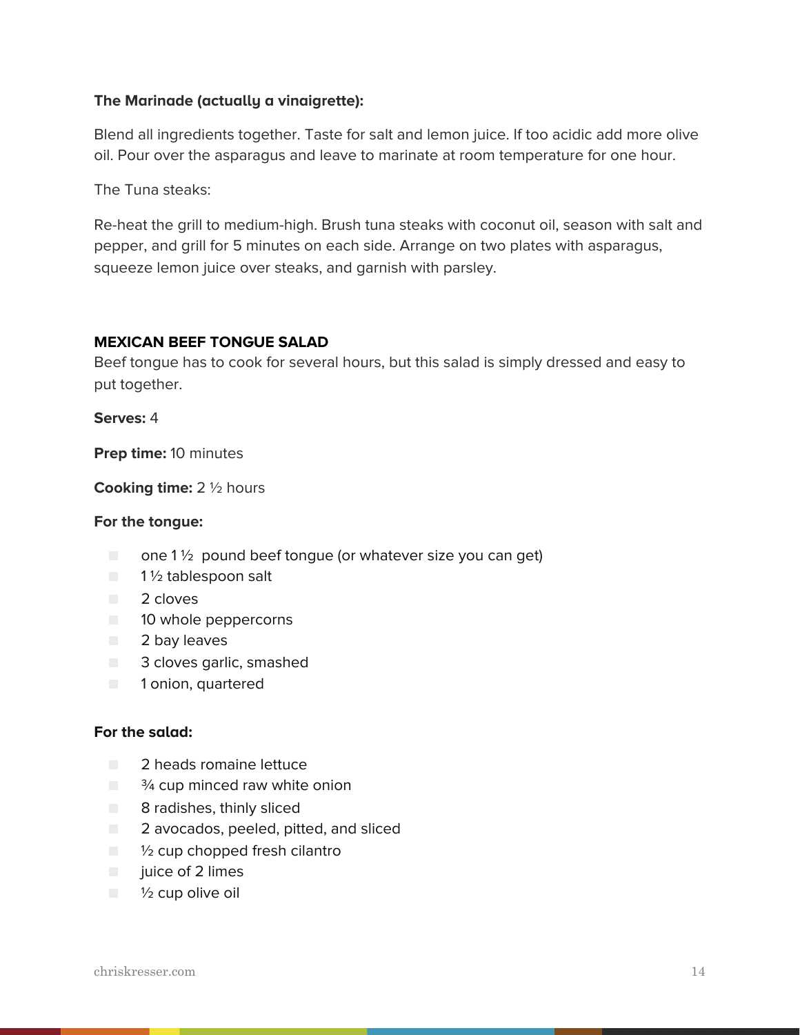**The Marinade (actually a vinaigrette):**

Blend all ingredients together. Taste for salt and lemon juice. If too acidic add more olive oil. Pour over the asparagus and leave to marinate at room temperature for one hour.

The Tuna steaks:

Re-heat the grill to medium-high. Brush tuna steaks with coconut oil, season with salt and pepper, and grill for 5 minutes on each side. Arrange on two plates with asparagus, squeeze lemon juice over steaks, and garnish with parsley.

## MEXICAN BEEF TONGUE SALAD

Beef tongue has to cook for several hours, but this salad is simply dressed and easy to put together.

**Serves:** 4

**Prep time:** 10 minutes

**Cooking time:** 2 ½ hours

**For the tongue:**

- one 1 ½ pound beef tongue (or whatever size you can get)
- 1 ½ tablespoon salt
- 2 cloves
- 10 whole peppercorns
- 2 bay leaves
- 3 cloves garlic, smashed
- 1 onion, quartered

**For the salad:**

- 2 heads romaine lettuce
- ¾ cup minced raw white onion
- 8 radishes, thinly sliced
- 2 avocados, peeled, pitted, and sliced
- ½ cup chopped fresh cilantro
- juice of 2 limes
- ½ cup olive oil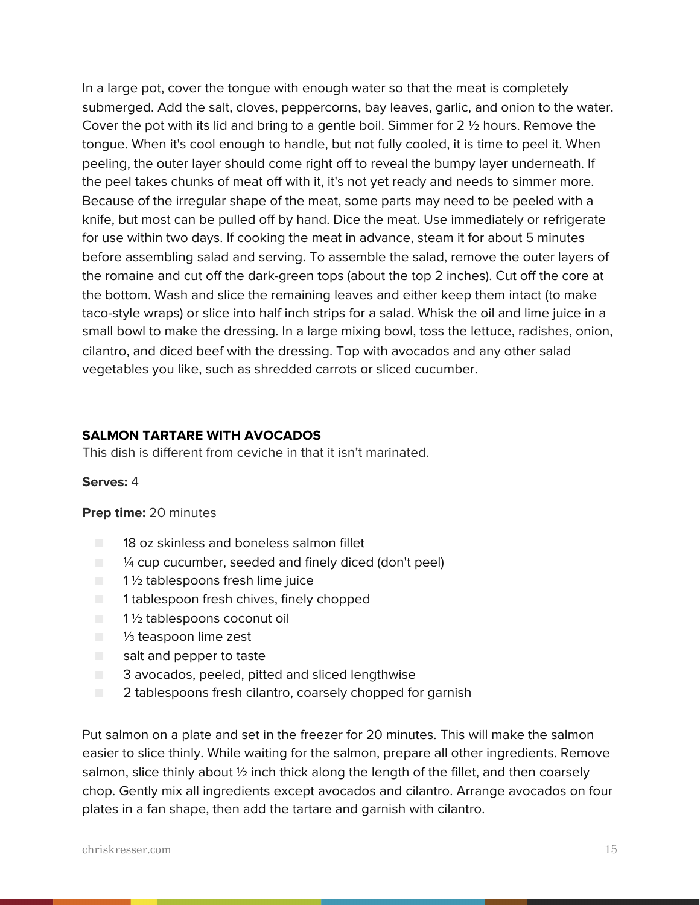In a large pot, cover the tongue with enough water so that the meat is completely submerged. Add the salt, cloves, peppercorns, bay leaves, garlic, and onion to the water. Cover the pot with its lid and bring to a gentle boil. Simmer for 2 ½ hours. Remove the tongue. When it's cool enough to handle, but not fully cooled, it is time to peel it. When peeling, the outer layer should come right off to reveal the bumpy layer underneath. If the peel takes chunks of meat off with it, it's not yet ready and needs to simmer more. Because of the irregular shape of the meat, some parts may need to be peeled with a knife, but most can be pulled off by hand. Dice the meat. Use immediately or refrigerate for use within two days. If cooking the meat in advance, steam it for about 5 minutes before assembling salad and serving. To assemble the salad, remove the outer layers of the romaine and cut off the dark-green tops (about the top 2 inches). Cut off the core at the bottom. Wash and slice the remaining leaves and either keep them intact (to make taco-style wraps) or slice into half inch strips for a salad. Whisk the oil and lime juice in a small bowl to make the dressing. In a large mixing bowl, toss the lettuce, radishes, onion, cilantro, and diced beef with the dressing. Top with avocados and any other salad vegetables you like, such as shredded carrots or sliced cucumber.

### SALMON TARTARE WITH AVOCADOS

This dish is different from ceviche in that it isn't marinated.

**Serves:** 4

**Prep time:** 20 minutes

- 18 oz skinless and boneless salmon fillet
- ¼ cup cucumber, seeded and finely diced (don't peel)
- 1 ½ tablespoons fresh lime juice
- 1 tablespoon fresh chives, finely chopped
- 1 ½ tablespoons coconut oil
- ⅓ teaspoon lime zest
- salt and pepper to taste
- 3 avocados, peeled, pitted and sliced lengthwise
- 2 tablespoons fresh cilantro, coarsely chopped for garnish

Put salmon on a plate and set in the freezer for 20 minutes. This will make the salmon easier to slice thinly. While waiting for the salmon, prepare all other ingredients. Remove salmon, slice thinly about ½ inch thick along the length of the fillet, and then coarsely chop. Gently mix all ingredients except avocados and cilantro. Arrange avocados on four plates in a fan shape, then add the tartare and garnish with cilantro.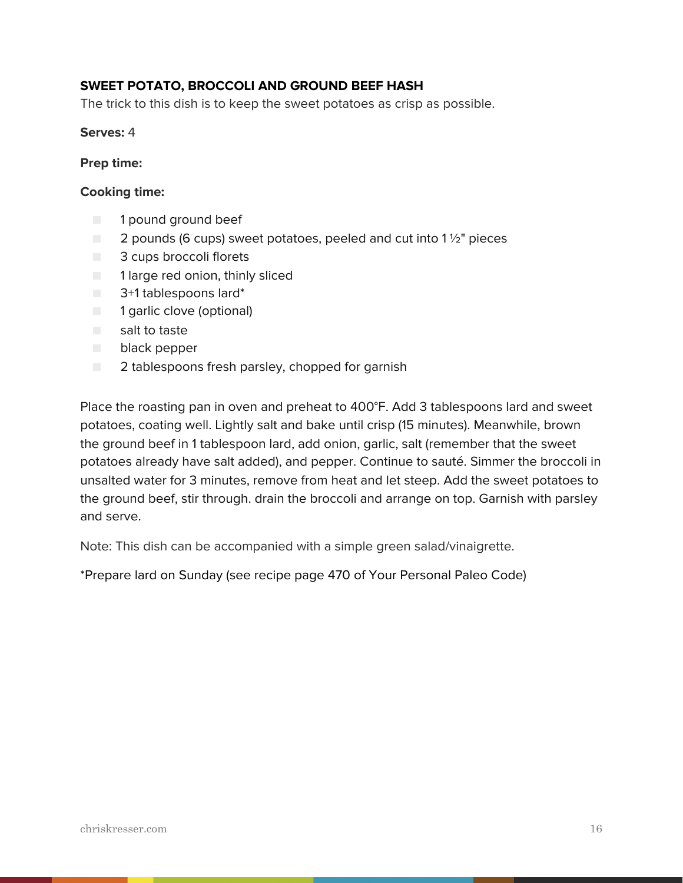## SWEET POTATO, BROCCOLI AND GROUND BEEF HASH

The trick to this dish is to keep the sweet potatoes as crisp as possible.

**Serves:** 4

**Prep time:**

**Cooking time:**

- 1 pound ground beef
- 2 pounds (6 cups) sweet potatoes, peeled and cut into 1 ½" pieces
- 3 cups broccoli florets
- 1 large red onion, thinly sliced
- 3+1 tablespoons lard*
- 1 garlic clove (optional)
- salt to taste
- black pepper
- 2 tablespoons fresh parsley, chopped for garnish

Place the roasting pan in oven and preheat to 400°F. Add 3 tablespoons lard and sweet potatoes, coating well. Lightly salt and bake until crisp (15 minutes). Meanwhile, brown the ground beef in 1 tablespoon lard, add onion, garlic, salt (remember that the sweet potatoes already have salt added), and pepper. Continue to sauté. Simmer the broccoli in unsalted water for 3 minutes, remove from heat and let steep. Add the sweet potatoes to the ground beef, stir through. drain the broccoli and arrange on top. Garnish with parsley and serve.

Note: This dish can be accompanied with a simple green salad/vinaigrette.

*Prepare lard on Sunday (see recipe page 470 of Your Personal Paleo Code)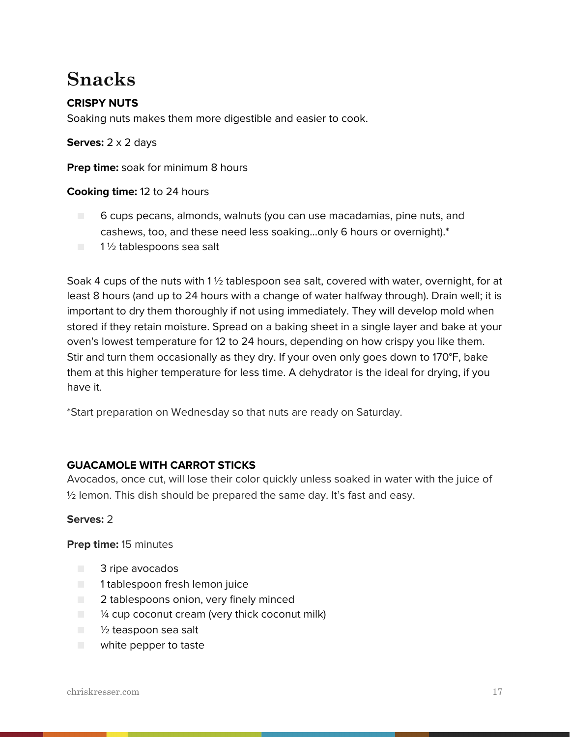# Snacks

**CRISPY NUTS**

Soaking nuts makes them more digestible and easier to cook.

**Serves:** 2 x 2 days

**Prep time:** soak for minimum 8 hours

**Cooking time:** 12 to 24 hours

- 6 cups pecans, almonds, walnuts (you can use macadamias, pine nuts, and cashews, too, and these need less soaking…only 6 hours or overnight).*
- 1 ½ tablespoons sea salt

Soak 4 cups of the nuts with 1 ½ tablespoon sea salt, covered with water, overnight, for at least 8 hours (and up to 24 hours with a change of water halfway through). Drain well; it is important to dry them thoroughly if not using immediately. They will develop mold when stored if they retain moisture. Spread on a baking sheet in a single layer and bake at your oven's lowest temperature for 12 to 24 hours, depending on how crispy you like them. Stir and turn them occasionally as they dry. If your oven only goes down to 170°F, bake them at this higher temperature for less time. A dehydrator is the ideal for drying, if you have it.

*Start preparation on Wednesday so that nuts are ready on Saturday.

**GUACAMOLE WITH CARROT STICKS**

Avocados, once cut, will lose their color quickly unless soaked in water with the juice of ½ lemon. This dish should be prepared the same day. It's fast and easy.

**Serves:** 2

**Prep time:** 15 minutes

- 3 ripe avocados
- 1 tablespoon fresh lemon juice
- 2 tablespoons onion, very finely minced
- ¼ cup coconut cream (very thick coconut milk)
- ½ teaspoon sea salt
- white pepper to taste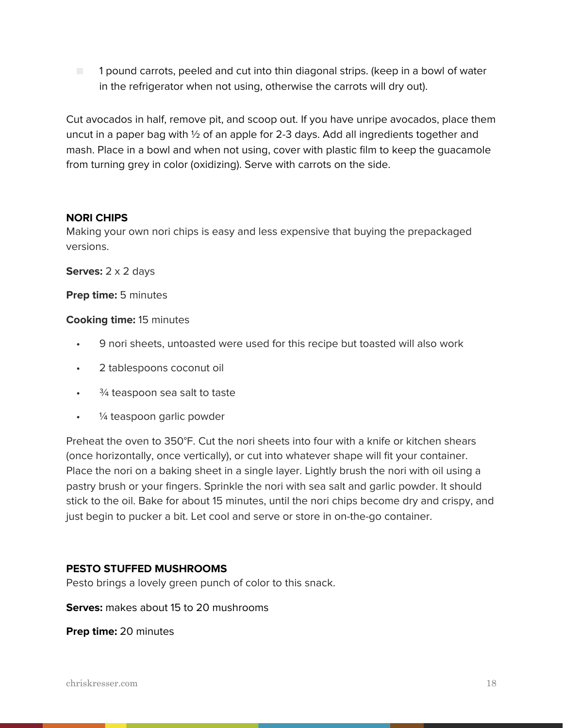- 1 pound carrots, peeled and cut into thin diagonal strips. (keep in a bowl of water in the refrigerator when not using, otherwise the carrots will dry out).

Cut avocados in half, remove pit, and scoop out. If you have unripe avocados, place them uncut in a paper bag with ½ of an apple for 2-3 days. Add all ingredients together and mash. Place in a bowl and when not using, cover with plastic film to keep the guacamole from turning grey in color (oxidizing). Serve with carrots on the side.

**NORI CHIPS**

Making your own nori chips is easy and less expensive that buying the prepackaged versions.

**Serves:** 2 x 2 days

**Prep time:** 5 minutes

**Cooking time:** 15 minutes

- 9 nori sheets, untoasted were used for this recipe but toasted will also work
- 2 tablespoons coconut oil
- ¾ teaspoon sea salt to taste
- ¼ teaspoon garlic powder

Preheat the oven to 350°F. Cut the nori sheets into four with a knife or kitchen shears (once horizontally, once vertically), or cut into whatever shape will fit your container. Place the nori on a baking sheet in a single layer. Lightly brush the nori with oil using a pastry brush or your fingers. Sprinkle the nori with sea salt and garlic powder. It should stick to the oil. Bake for about 15 minutes, until the nori chips become dry and crispy, and just begin to pucker a bit. Let cool and serve or store in on-the-go container.

**PESTO STUFFED MUSHROOMS**

Pesto brings a lovely green punch of color to this snack.

**Serves:** makes about 15 to 20 mushrooms

**Prep time:** 20 minutes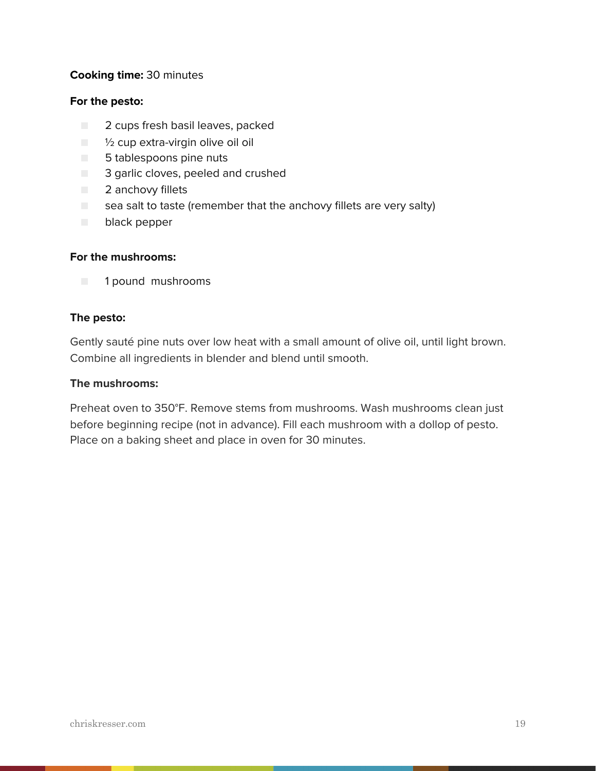**Cooking time:** 30 minutes

**For the pesto:**

- 2 cups fresh basil leaves, packed
- ½ cup extra-virgin olive oil oil
- 5 tablespoons pine nuts
- 3 garlic cloves, peeled and crushed
- 2 anchovy fillets
- sea salt to taste (remember that the anchovy fillets are very salty)
- black pepper

**For the mushrooms:**

- 1 pound mushrooms

**The pesto:**

Gently sauté pine nuts over low heat with a small amount of olive oil, until light brown. Combine all ingredients in blender and blend until smooth.

**The mushrooms:**

Preheat oven to 350°F. Remove stems from mushrooms. Wash mushrooms clean just before beginning recipe (not in advance). Fill each mushroom with a dollop of pesto. Place on a baking sheet and place in oven for 30 minutes.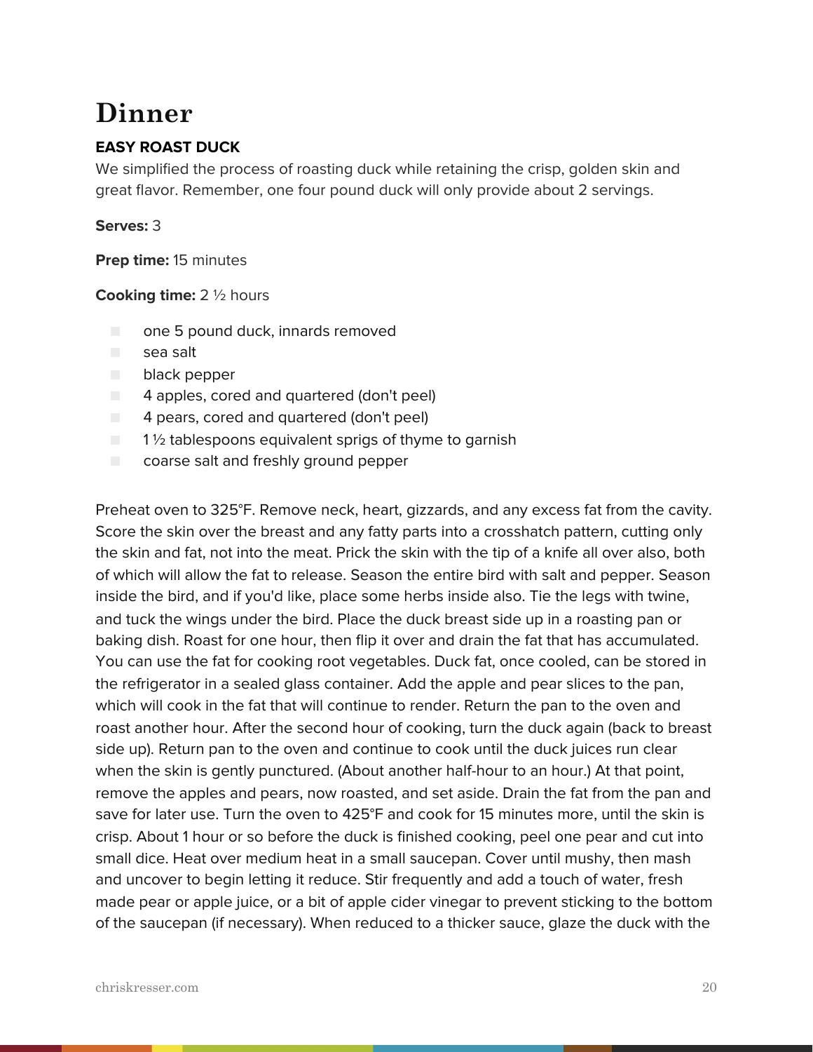# Dinner

**EASY ROAST DUCK**

We simplified the process of roasting duck while retaining the crisp, golden skin and great flavor. Remember, one four pound duck will only provide about 2 servings.

**Serves:** 3

**Prep time:** 15 minutes

**Cooking time:** 2 ½ hours

- one 5 pound duck, innards removed
- sea salt
- black pepper
- 4 apples, cored and quartered (don't peel)
- 4 pears, cored and quartered (don't peel)
- 1 ½ tablespoons equivalent sprigs of thyme to garnish
- coarse salt and freshly ground pepper

Preheat oven to 325°F. Remove neck, heart, gizzards, and any excess fat from the cavity. Score the skin over the breast and any fatty parts into a crosshatch pattern, cutting only the skin and fat, not into the meat. Prick the skin with the tip of a knife all over also, both of which will allow the fat to release. Season the entire bird with salt and pepper. Season inside the bird, and if you'd like, place some herbs inside also. Tie the legs with twine, and tuck the wings under the bird. Place the duck breast side up in a roasting pan or baking dish. Roast for one hour, then flip it over and drain the fat that has accumulated. You can use the fat for cooking root vegetables. Duck fat, once cooled, can be stored in the refrigerator in a sealed glass container. Add the apple and pear slices to the pan, which will cook in the fat that will continue to render. Return the pan to the oven and roast another hour. After the second hour of cooking, turn the duck again (back to breast side up). Return pan to the oven and continue to cook until the duck juices run clear when the skin is gently punctured. (About another half-hour to an hour.) At that point, remove the apples and pears, now roasted, and set aside. Drain the fat from the pan and save for later use. Turn the oven to 425°F and cook for 15 minutes more, until the skin is crisp. About 1 hour or so before the duck is finished cooking, peel one pear and cut into small dice. Heat over medium heat in a small saucepan. Cover until mushy, then mash and uncover to begin letting it reduce. Stir frequently and add a touch of water, fresh made pear or apple juice, or a bit of apple cider vinegar to prevent sticking to the bottom of the saucepan (if necessary). When reduced to a thicker sauce, glaze the duck with the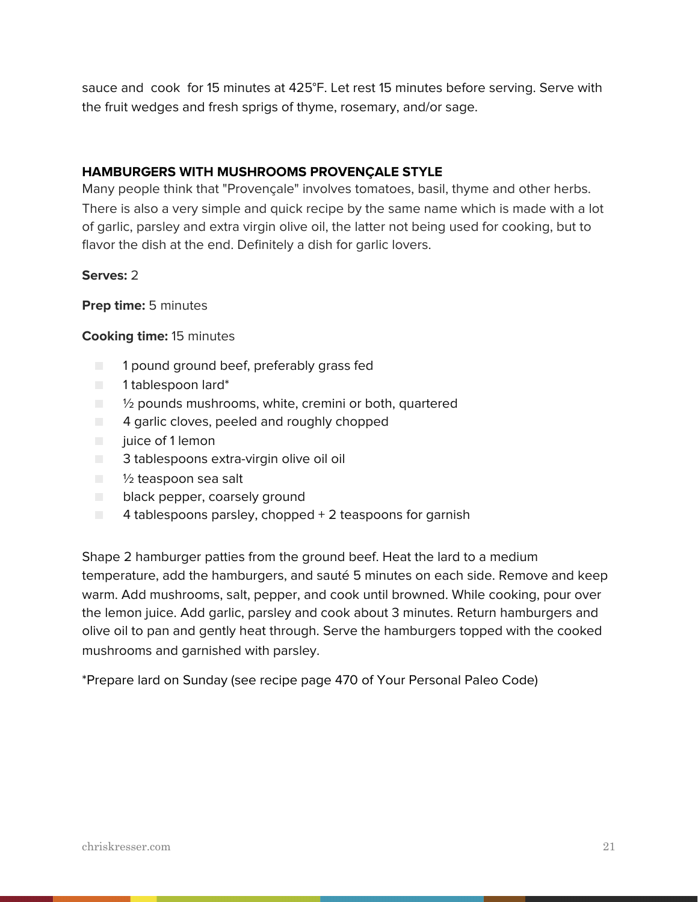sauce and cook for 15 minutes at 425°F. Let rest 15 minutes before serving. Serve with the fruit wedges and fresh sprigs of thyme, rosemary, and/or sage.

### HAMBURGERS WITH MUSHROOMS PROVENÇALE STYLE

Many people think that "Provençale" involves tomatoes, basil, thyme and other herbs. There is also a very simple and quick recipe by the same name which is made with a lot of garlic, parsley and extra virgin olive oil, the latter not being used for cooking, but to flavor the dish at the end. Definitely a dish for garlic lovers.

**Serves:** 2

**Prep time:** 5 minutes

**Cooking time:** 15 minutes

- 1 pound ground beef, preferably grass fed
- 1 tablespoon lard*
- ½ pounds mushrooms, white, cremini or both, quartered
- 4 garlic cloves, peeled and roughly chopped
- juice of 1 lemon
- 3 tablespoons extra-virgin olive oil oil
- ½ teaspoon sea salt
- black pepper, coarsely ground
- 4 tablespoons parsley, chopped + 2 teaspoons for garnish

Shape 2 hamburger patties from the ground beef. Heat the lard to a medium temperature, add the hamburgers, and sauté 5 minutes on each side. Remove and keep warm. Add mushrooms, salt, pepper, and cook until browned. While cooking, pour over the lemon juice. Add garlic, parsley and cook about 3 minutes. Return hamburgers and olive oil to pan and gently heat through. Serve the hamburgers topped with the cooked mushrooms and garnished with parsley.

*Prepare lard on Sunday (see recipe page 470 of Your Personal Paleo Code)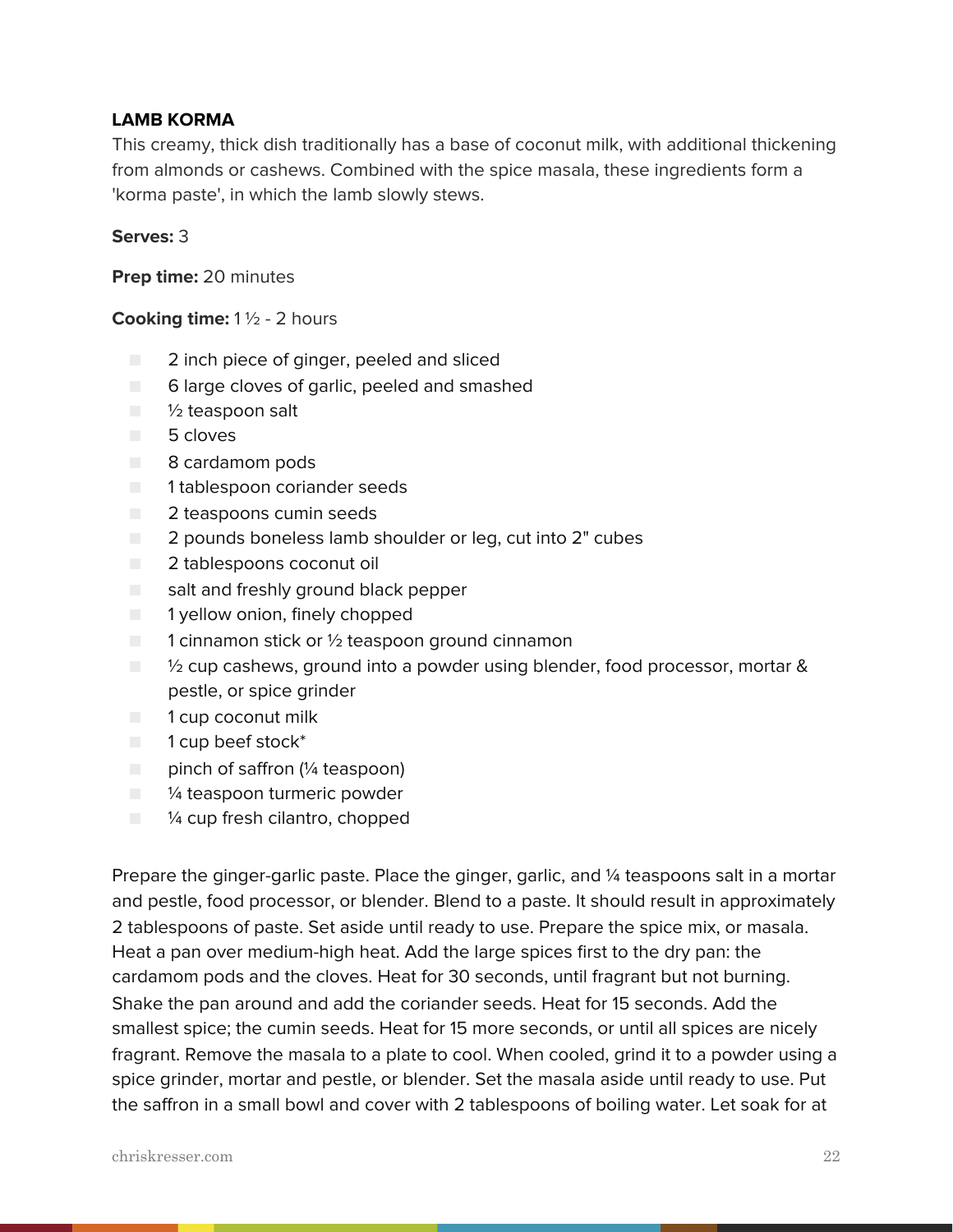### LAMB KORMA

This creamy, thick dish traditionally has a base of coconut milk, with additional thickening from almonds or cashews. Combined with the spice masala, these ingredients form a 'korma paste', in which the lamb slowly stews.

**Serves:** 3

**Prep time:** 20 minutes

**Cooking time:** 1 ½ - 2 hours

- 2 inch piece of ginger, peeled and sliced
- 6 large cloves of garlic, peeled and smashed
- ½ teaspoon salt
- 5 cloves
- 8 cardamom pods
- 1 tablespoon coriander seeds
- 2 teaspoons cumin seeds
- 2 pounds boneless lamb shoulder or leg, cut into 2" cubes
- 2 tablespoons coconut oil
- salt and freshly ground black pepper
- 1 yellow onion, finely chopped
- 1 cinnamon stick or ½ teaspoon ground cinnamon
- ½ cup cashews, ground into a powder using blender, food processor, mortar & pestle, or spice grinder
- 1 cup coconut milk
- 1 cup beef stock*
- pinch of saffron (¼ teaspoon)
- ¼ teaspoon turmeric powder
- ¼ cup fresh cilantro, chopped

Prepare the ginger-garlic paste. Place the ginger, garlic, and ¼ teaspoons salt in a mortar and pestle, food processor, or blender. Blend to a paste. It should result in approximately 2 tablespoons of paste. Set aside until ready to use. Prepare the spice mix, or masala. Heat a pan over medium-high heat. Add the large spices first to the dry pan: the cardamom pods and the cloves. Heat for 30 seconds, until fragrant but not burning. Shake the pan around and add the coriander seeds. Heat for 15 seconds. Add the smallest spice; the cumin seeds. Heat for 15 more seconds, or until all spices are nicely fragrant. Remove the masala to a plate to cool. When cooled, grind it to a powder using a spice grinder, mortar and pestle, or blender. Set the masala aside until ready to use. Put the saffron in a small bowl and cover with 2 tablespoons of boiling water. Let soak for at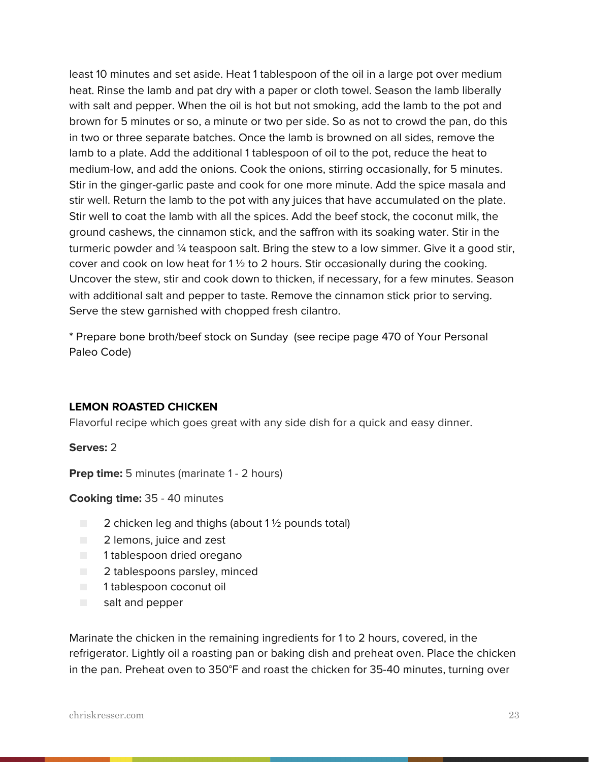least 10 minutes and set aside. Heat 1 tablespoon of the oil in a large pot over medium heat. Rinse the lamb and pat dry with a paper or cloth towel. Season the lamb liberally with salt and pepper. When the oil is hot but not smoking, add the lamb to the pot and brown for 5 minutes or so, a minute or two per side. So as not to crowd the pan, do this in two or three separate batches. Once the lamb is browned on all sides, remove the lamb to a plate. Add the additional 1 tablespoon of oil to the pot, reduce the heat to medium-low, and add the onions. Cook the onions, stirring occasionally, for 5 minutes. Stir in the ginger-garlic paste and cook for one more minute. Add the spice masala and stir well. Return the lamb to the pot with any juices that have accumulated on the plate. Stir well to coat the lamb with all the spices. Add the beef stock, the coconut milk, the ground cashews, the cinnamon stick, and the saffron with its soaking water. Stir in the turmeric powder and ¼ teaspoon salt. Bring the stew to a low simmer. Give it a good stir, cover and cook on low heat for 1 ½ to 2 hours. Stir occasionally during the cooking. Uncover the stew, stir and cook down to thicken, if necessary, for a few minutes. Season with additional salt and pepper to taste. Remove the cinnamon stick prior to serving. Serve the stew garnished with chopped fresh cilantro.

* Prepare bone broth/beef stock on Sunday (see recipe page 470 of Your Personal Paleo Code)

### LEMON ROASTED CHICKEN

Flavorful recipe which goes great with any side dish for a quick and easy dinner.

**Serves:** 2

**Prep time:** 5 minutes (marinate 1 - 2 hours)

**Cooking time:** 35 - 40 minutes

- 2 chicken leg and thighs (about 1 ½ pounds total)
- 2 lemons, juice and zest
- 1 tablespoon dried oregano
- 2 tablespoons parsley, minced
- 1 tablespoon coconut oil
- salt and pepper

Marinate the chicken in the remaining ingredients for 1 to 2 hours, covered, in the refrigerator. Lightly oil a roasting pan or baking dish and preheat oven. Place the chicken in the pan. Preheat oven to 350°F and roast the chicken for 35-40 minutes, turning over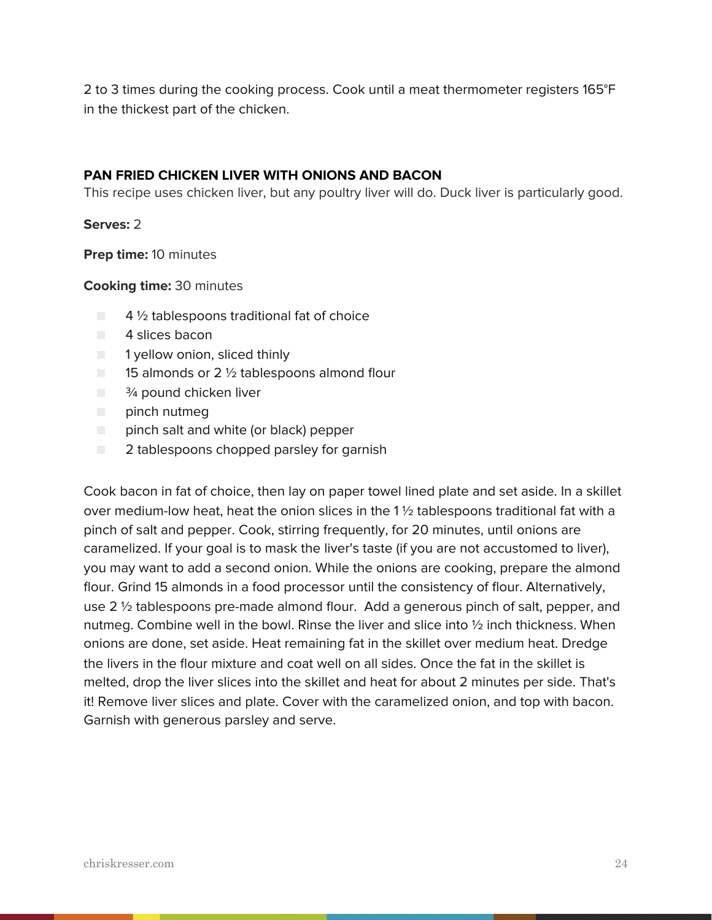2 to 3 times during the cooking process. Cook until a meat thermometer registers 165°F in the thickest part of the chicken.

### PAN FRIED CHICKEN LIVER WITH ONIONS AND BACON

This recipe uses chicken liver, but any poultry liver will do. Duck liver is particularly good.

**Serves:** 2

**Prep time:** 10 minutes

**Cooking time:** 30 minutes

- 4 ½ tablespoons traditional fat of choice
- 4 slices bacon
- 1 yellow onion, sliced thinly
- 15 almonds or 2 ½ tablespoons almond flour
- ¾ pound chicken liver
- pinch nutmeg
- pinch salt and white (or black) pepper
- 2 tablespoons chopped parsley for garnish

Cook bacon in fat of choice, then lay on paper towel lined plate and set aside. In a skillet over medium-low heat, heat the onion slices in the 1 ½ tablespoons traditional fat with a pinch of salt and pepper. Cook, stirring frequently, for 20 minutes, until onions are caramelized. If your goal is to mask the liver's taste (if you are not accustomed to liver), you may want to add a second onion. While the onions are cooking, prepare the almond flour. Grind 15 almonds in a food processor until the consistency of flour. Alternatively, use 2 ½ tablespoons pre-made almond flour. Add a generous pinch of salt, pepper, and nutmeg. Combine well in the bowl. Rinse the liver and slice into ½ inch thickness. When onions are done, set aside. Heat remaining fat in the skillet over medium heat. Dredge the livers in the flour mixture and coat well on all sides. Once the fat in the skillet is melted, drop the liver slices into the skillet and heat for about 2 minutes per side. That's it! Remove liver slices and plate. Cover with the caramelized onion, and top with bacon. Garnish with generous parsley and serve.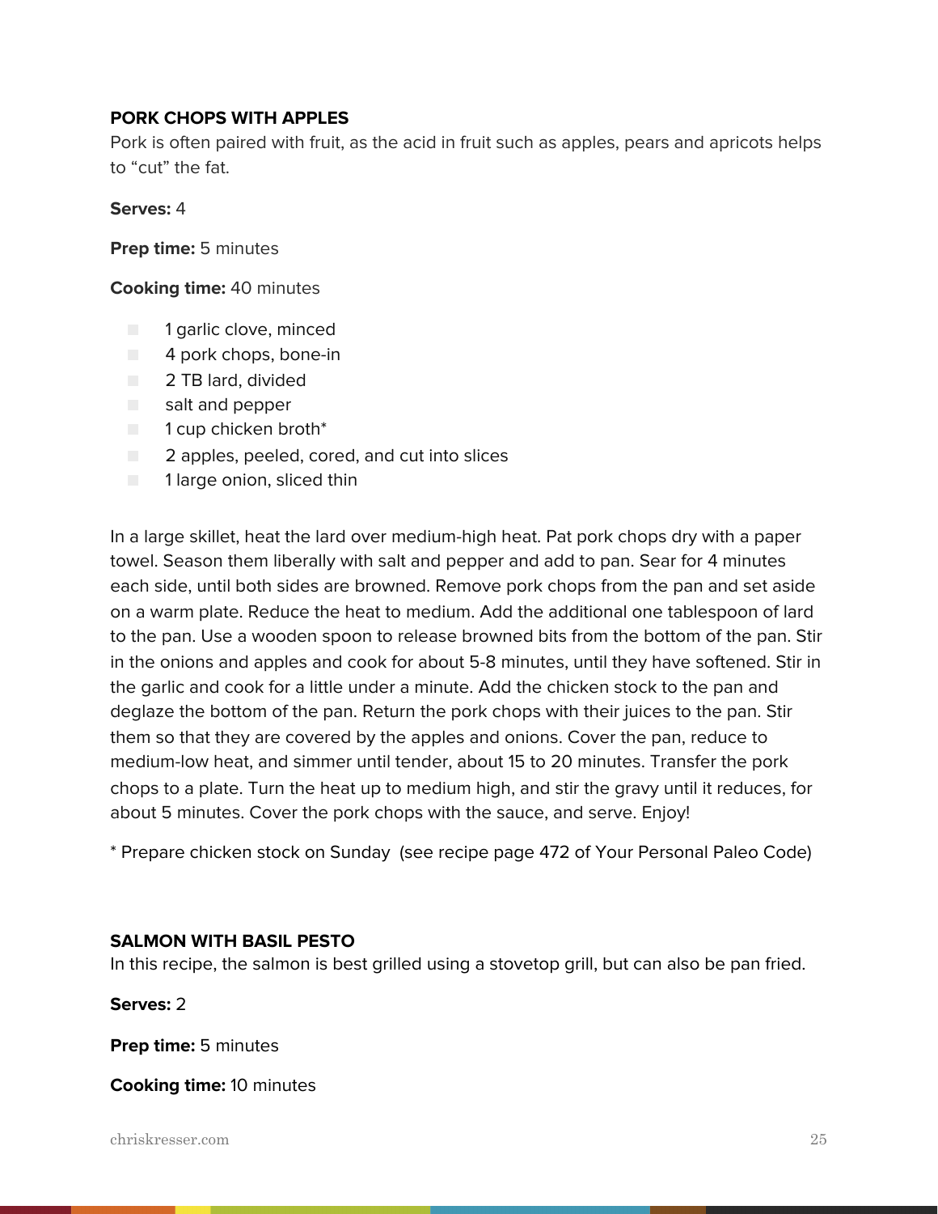### PORK CHOPS WITH APPLES

Pork is often paired with fruit, as the acid in fruit such as apples, pears and apricots helps to “cut” the fat.

**Serves:** 4

**Prep time:** 5 minutes

**Cooking time:** 40 minutes

- 1 garlic clove, minced
- 4 pork chops, bone-in
- 2 TB lard, divided
- salt and pepper
- 1 cup chicken broth*
- 2 apples, peeled, cored, and cut into slices
- 1 large onion, sliced thin

In a large skillet, heat the lard over medium-high heat. Pat pork chops dry with a paper towel. Season them liberally with salt and pepper and add to pan. Sear for 4 minutes each side, until both sides are browned. Remove pork chops from the pan and set aside on a warm plate. Reduce the heat to medium. Add the additional one tablespoon of lard to the pan. Use a wooden spoon to release browned bits from the bottom of the pan. Stir in the onions and apples and cook for about 5-8 minutes, until they have softened. Stir in the garlic and cook for a little under a minute. Add the chicken stock to the pan and deglaze the bottom of the pan. Return the pork chops with their juices to the pan. Stir them so that they are covered by the apples and onions. Cover the pan, reduce to medium-low heat, and simmer until tender, about 15 to 20 minutes. Transfer the pork chops to a plate. Turn the heat up to medium high, and stir the gravy until it reduces, for about 5 minutes. Cover the pork chops with the sauce, and serve. Enjoy!

* Prepare chicken stock on Sunday (see recipe page 472 of Your Personal Paleo Code)

### SALMON WITH BASIL PESTO

In this recipe, the salmon is best grilled using a stovetop grill, but can also be pan fried.

**Serves:** 2

**Prep time:** 5 minutes

**Cooking time:** 10 minutes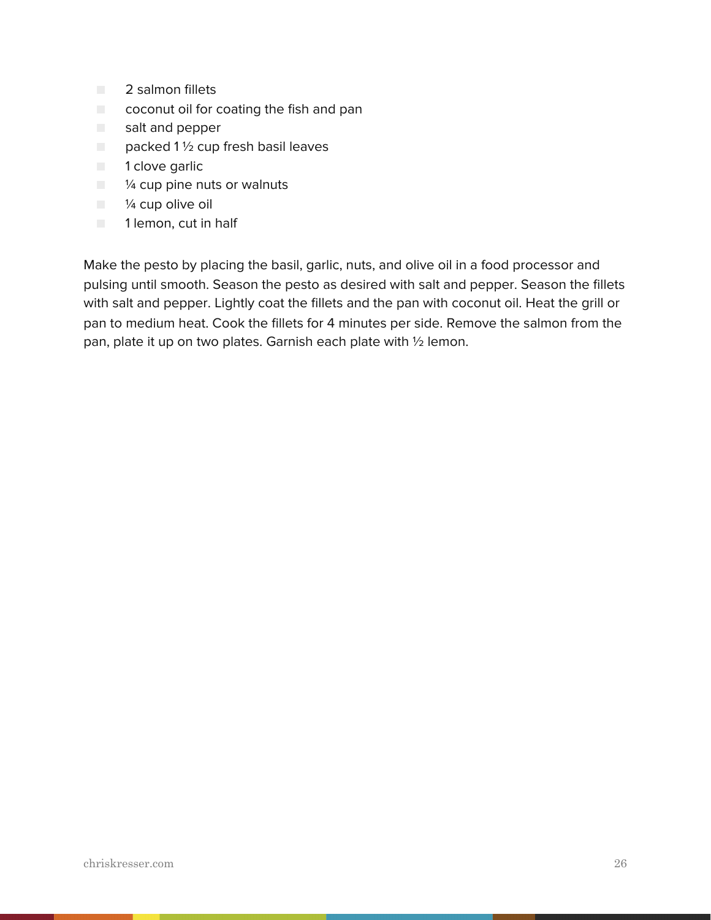- 2 salmon fillets
- coconut oil for coating the fish and pan
- salt and pepper
- packed 1 ½ cup fresh basil leaves
- 1 clove garlic
- ¼ cup pine nuts or walnuts
- ¼ cup olive oil
- 1 lemon, cut in half

Make the pesto by placing the basil, garlic, nuts, and olive oil in a food processor and pulsing until smooth. Season the pesto as desired with salt and pepper. Season the fillets with salt and pepper. Lightly coat the fillets and the pan with coconut oil. Heat the grill or pan to medium heat. Cook the fillets for 4 minutes per side. Remove the salmon from the pan, plate it up on two plates. Garnish each plate with ½ lemon.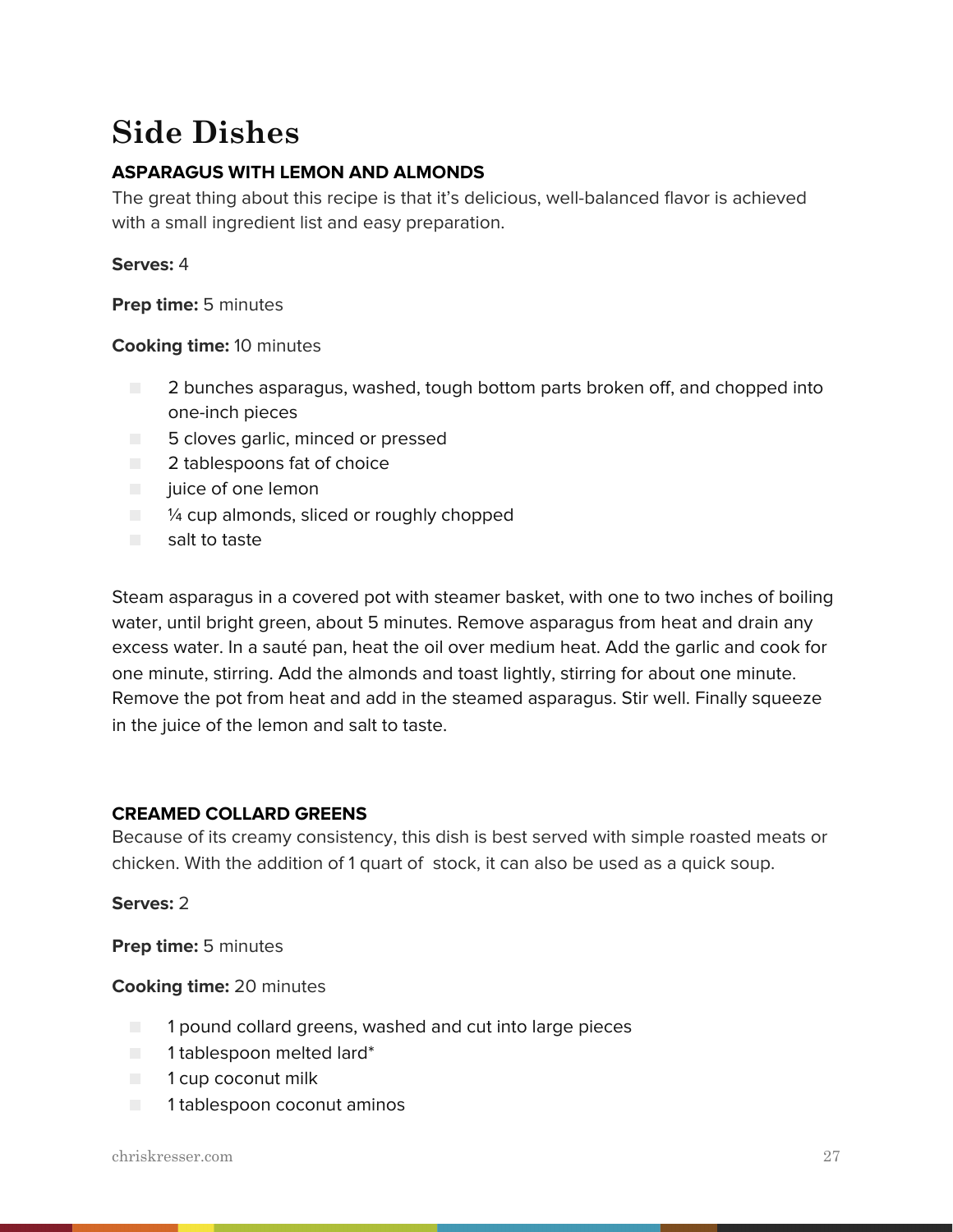# Side Dishes

### ASPARAGUS WITH LEMON AND ALMONDS

The great thing about this recipe is that it's delicious, well-balanced flavor is achieved with a small ingredient list and easy preparation.

**Serves:** 4

**Prep time:** 5 minutes

**Cooking time:** 10 minutes

- 2 bunches asparagus, washed, tough bottom parts broken off, and chopped into one-inch pieces
- 5 cloves garlic, minced or pressed
- 2 tablespoons fat of choice
- juice of one lemon
- ¼ cup almonds, sliced or roughly chopped
- salt to taste

Steam asparagus in a covered pot with steamer basket, with one to two inches of boiling water, until bright green, about 5 minutes. Remove asparagus from heat and drain any excess water. In a sauté pan, heat the oil over medium heat. Add the garlic and cook for one minute, stirring. Add the almonds and toast lightly, stirring for about one minute. Remove the pot from heat and add in the steamed asparagus. Stir well. Finally squeeze in the juice of the lemon and salt to taste.

### CREAMED COLLARD GREENS

Because of its creamy consistency, this dish is best served with simple roasted meats or chicken. With the addition of 1 quart of stock, it can also be used as a quick soup.

**Serves:** 2

**Prep time:** 5 minutes

**Cooking time:** 20 minutes

- 1 pound collard greens, washed and cut into large pieces
- 1 tablespoon melted lard*
- 1 cup coconut milk
- 1 tablespoon coconut aminos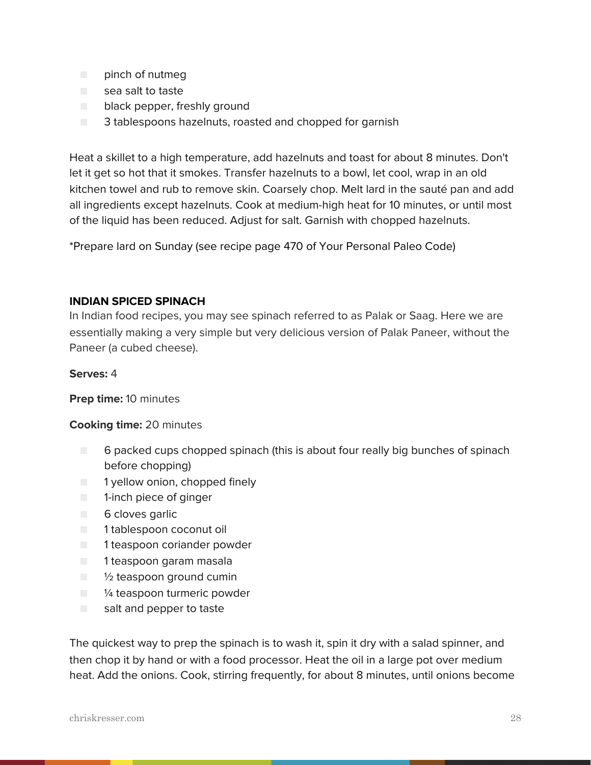- pinch of nutmeg
- sea salt to taste
- black pepper, freshly ground
- 3 tablespoons hazelnuts, roasted and chopped for garnish

Heat a skillet to a high temperature, add hazelnuts and toast for about 8 minutes. Don't let it get so hot that it smokes. Transfer hazelnuts to a bowl, let cool, wrap in an old kitchen towel and rub to remove skin. Coarsely chop. Melt lard in the sauté pan and add all ingredients except hazelnuts. Cook at medium-high heat for 10 minutes, or until most of the liquid has been reduced. Adjust for salt. Garnish with chopped hazelnuts.

*Prepare lard on Sunday (see recipe page 470 of Your Personal Paleo Code)

**INDIAN SPICED SPINACH**

In Indian food recipes, you may see spinach referred to as Palak or Saag. Here we are essentially making a very simple but very delicious version of Palak Paneer, without the Paneer (a cubed cheese).

**Serves:** 4

**Prep time:** 10 minutes

**Cooking time:** 20 minutes

- 6 packed cups chopped spinach (this is about four really big bunches of spinach before chopping)
- 1 yellow onion, chopped finely
- 1-inch piece of ginger
- 6 cloves garlic
- 1 tablespoon coconut oil
- 1 teaspoon coriander powder
- 1 teaspoon garam masala
- ½ teaspoon ground cumin
- ¼ teaspoon turmeric powder
- salt and pepper to taste

The quickest way to prep the spinach is to wash it, spin it dry with a salad spinner, and then chop it by hand or with a food processor. Heat the oil in a large pot over medium heat. Add the onions. Cook, stirring frequently, for about 8 minutes, until onions become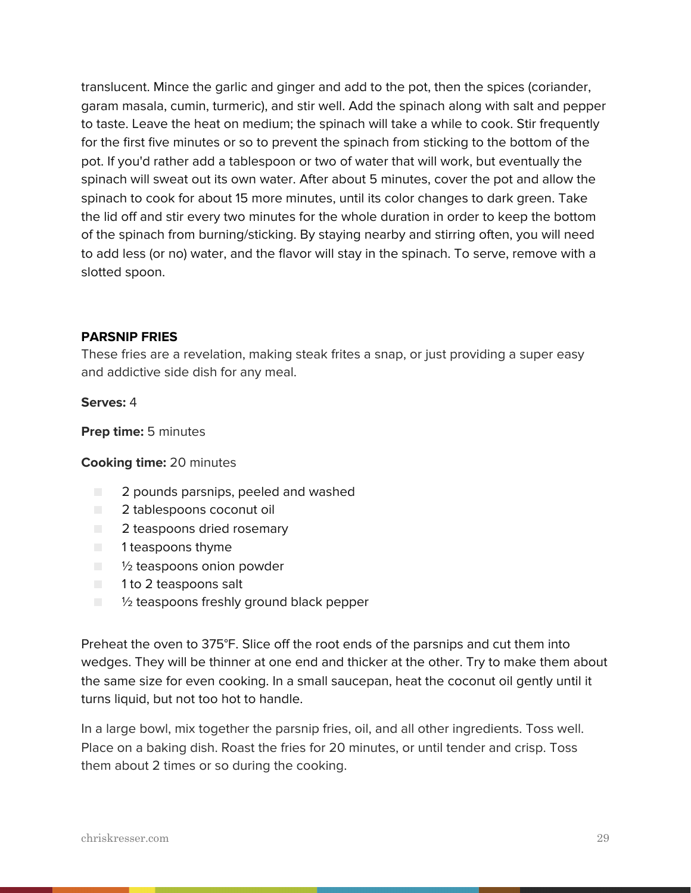translucent. Mince the garlic and ginger and add to the pot, then the spices (coriander, garam masala, cumin, turmeric), and stir well. Add the spinach along with salt and pepper to taste. Leave the heat on medium; the spinach will take a while to cook. Stir frequently for the first five minutes or so to prevent the spinach from sticking to the bottom of the pot. If you'd rather add a tablespoon or two of water that will work, but eventually the spinach will sweat out its own water. After about 5 minutes, cover the pot and allow the spinach to cook for about 15 more minutes, until its color changes to dark green. Take the lid off and stir every two minutes for the whole duration in order to keep the bottom of the spinach from burning/sticking. By staying nearby and stirring often, you will need to add less (or no) water, and the flavor will stay in the spinach. To serve, remove with a slotted spoon.

### PARSNIP FRIES

These fries are a revelation, making steak frites a snap, or just providing a super easy and addictive side dish for any meal.

**Serves:** 4

**Prep time:** 5 minutes

**Cooking time:** 20 minutes

- 2 pounds parsnips, peeled and washed
- 2 tablespoons coconut oil
- 2 teaspoons dried rosemary
- 1 teaspoons thyme
- ½ teaspoons onion powder
- 1 to 2 teaspoons salt
- ½ teaspoons freshly ground black pepper

Preheat the oven to 375°F. Slice off the root ends of the parsnips and cut them into wedges. They will be thinner at one end and thicker at the other. Try to make them about the same size for even cooking. In a small saucepan, heat the coconut oil gently until it turns liquid, but not too hot to handle.

In a large bowl, mix together the parsnip fries, oil, and all other ingredients. Toss well. Place on a baking dish. Roast the fries for 20 minutes, or until tender and crisp. Toss them about 2 times or so during the cooking.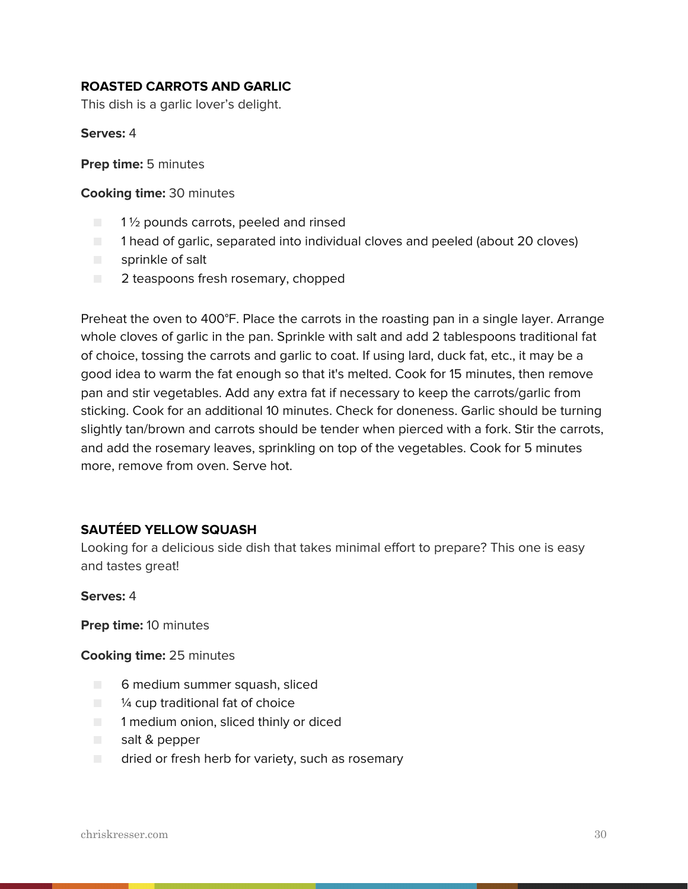### ROASTED CARROTS AND GARLIC

This dish is a garlic lover's delight.

**Serves:** 4

**Prep time:** 5 minutes

**Cooking time:** 30 minutes

- 1 ½ pounds carrots, peeled and rinsed
- 1 head of garlic, separated into individual cloves and peeled (about 20 cloves)
- sprinkle of salt
- 2 teaspoons fresh rosemary, chopped

Preheat the oven to 400°F. Place the carrots in the roasting pan in a single layer. Arrange whole cloves of garlic in the pan. Sprinkle with salt and add 2 tablespoons traditional fat of choice, tossing the carrots and garlic to coat. If using lard, duck fat, etc., it may be a good idea to warm the fat enough so that it's melted. Cook for 15 minutes, then remove pan and stir vegetables. Add any extra fat if necessary to keep the carrots/garlic from sticking. Cook for an additional 10 minutes. Check for doneness. Garlic should be turning slightly tan/brown and carrots should be tender when pierced with a fork. Stir the carrots, and add the rosemary leaves, sprinkling on top of the vegetables. Cook for 5 minutes more, remove from oven. Serve hot.

### SAUTÉED YELLOW SQUASH

Looking for a delicious side dish that takes minimal effort to prepare? This one is easy and tastes great!

**Serves:** 4

**Prep time:** 10 minutes

**Cooking time:** 25 minutes

- 6 medium summer squash, sliced
- ¼ cup traditional fat of choice
- 1 medium onion, sliced thinly or diced
- salt & pepper
- dried or fresh herb for variety, such as rosemary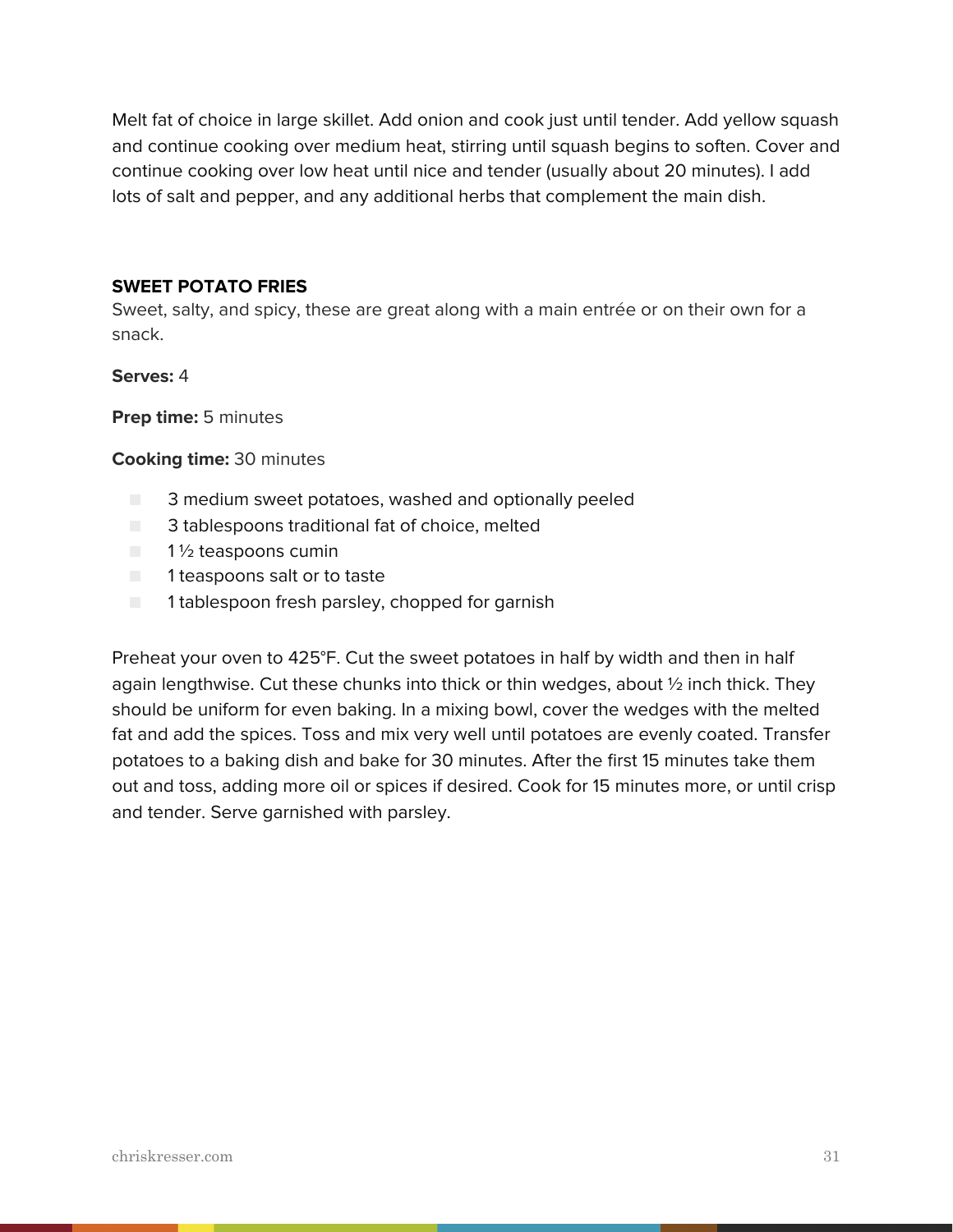Melt fat of choice in large skillet. Add onion and cook just until tender. Add yellow squash and continue cooking over medium heat, stirring until squash begins to soften. Cover and continue cooking over low heat until nice and tender (usually about 20 minutes). I add lots of salt and pepper, and any additional herbs that complement the main dish.

**SWEET POTATO FRIES**

Sweet, salty, and spicy, these are great along with a main entrée or on their own for a snack.

**Serves:** 4

**Prep time:** 5 minutes

**Cooking time:** 30 minutes

- 3 medium sweet potatoes, washed and optionally peeled
- 3 tablespoons traditional fat of choice, melted
- 1 ½ teaspoons cumin
- 1 teaspoons salt or to taste
- 1 tablespoon fresh parsley, chopped for garnish

Preheat your oven to 425°F. Cut the sweet potatoes in half by width and then in half again lengthwise. Cut these chunks into thick or thin wedges, about ½ inch thick. They should be uniform for even baking. In a mixing bowl, cover the wedges with the melted fat and add the spices. Toss and mix very well until potatoes are evenly coated. Transfer potatoes to a baking dish and bake for 30 minutes. After the first 15 minutes take them out and toss, adding more oil or spices if desired. Cook for 15 minutes more, or until crisp and tender. Serve garnished with parsley.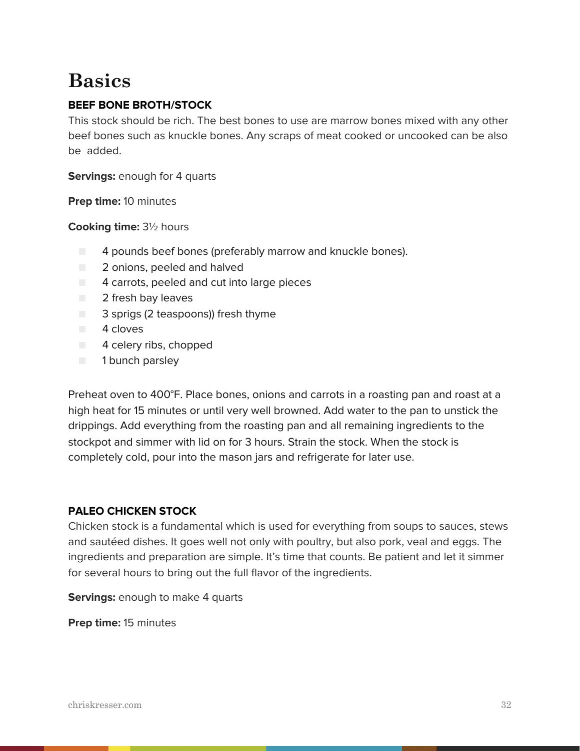# Basics

### BEEF BONE BROTH/STOCK

This stock should be rich. The best bones to use are marrow bones mixed with any other beef bones such as knuckle bones. Any scraps of meat cooked or uncooked can be also be added.

**Servings:** enough for 4 quarts

**Prep time:** 10 minutes

**Cooking time:** 3½ hours

- 4 pounds beef bones (preferably marrow and knuckle bones).
- 2 onions, peeled and halved
- 4 carrots, peeled and cut into large pieces
- 2 fresh bay leaves
- 3 sprigs (2 teaspoons)) fresh thyme
- 4 cloves
- 4 celery ribs, chopped
- 1 bunch parsley

Preheat oven to 400°F. Place bones, onions and carrots in a roasting pan and roast at a high heat for 15 minutes or until very well browned. Add water to the pan to unstick the drippings. Add everything from the roasting pan and all remaining ingredients to the stockpot and simmer with lid on for 3 hours. Strain the stock. When the stock is completely cold, pour into the mason jars and refrigerate for later use.

### PALEO CHICKEN STOCK

Chicken stock is a fundamental which is used for everything from soups to sauces, stews and sautéed dishes. It goes well not only with poultry, but also pork, veal and eggs. The ingredients and preparation are simple. It's time that counts. Be patient and let it simmer for several hours to bring out the full flavor of the ingredients.

**Servings:** enough to make 4 quarts

**Prep time:** 15 minutes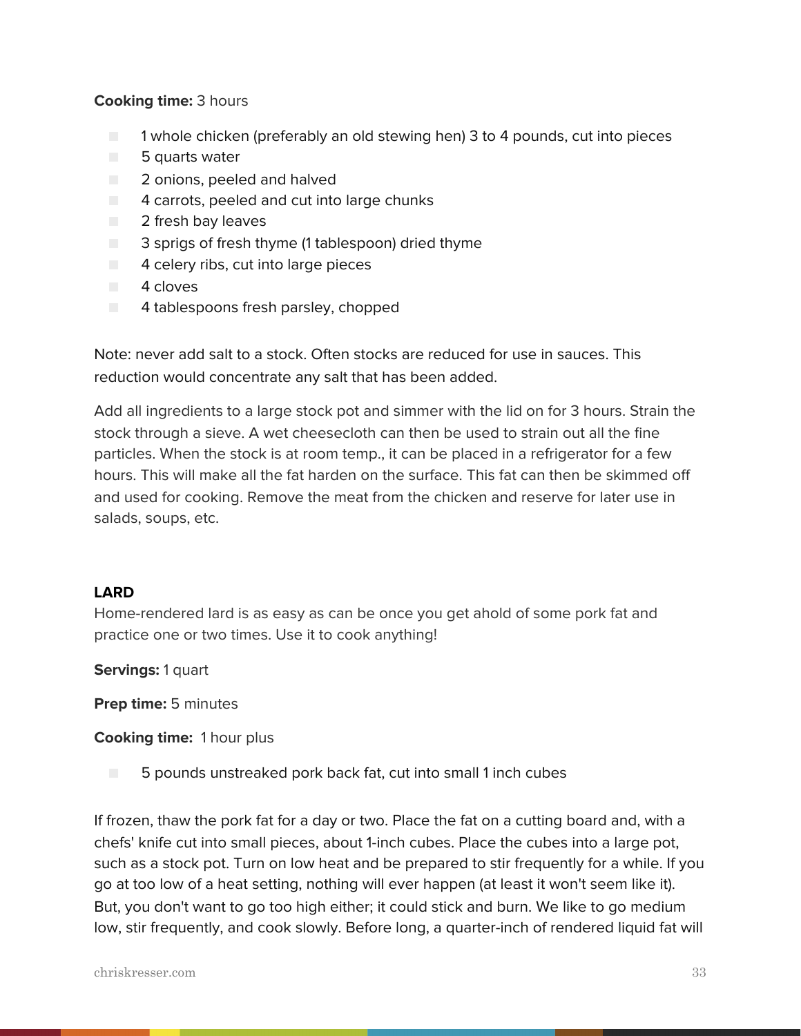**Cooking time:** 3 hours

- 1 whole chicken (preferably an old stewing hen) 3 to 4 pounds, cut into pieces
- 5 quarts water
- 2 onions, peeled and halved
- 4 carrots, peeled and cut into large chunks
- 2 fresh bay leaves
- 3 sprigs of fresh thyme (1 tablespoon) dried thyme
- 4 celery ribs, cut into large pieces
- 4 cloves
- 4 tablespoons fresh parsley, chopped

Note: never add salt to a stock. Often stocks are reduced for use in sauces. This reduction would concentrate any salt that has been added.

Add all ingredients to a large stock pot and simmer with the lid on for 3 hours. Strain the stock through a sieve. A wet cheesecloth can then be used to strain out all the fine particles. When the stock is at room temp., it can be placed in a refrigerator for a few hours. This will make all the fat harden on the surface. This fat can then be skimmed off and used for cooking. Remove the meat from the chicken and reserve for later use in salads, soups, etc.

### LARD

Home-rendered lard is as easy as can be once you get ahold of some pork fat and practice one or two times. Use it to cook anything!

**Servings:** 1 quart

**Prep time:** 5 minutes

**Cooking time:** 1 hour plus

- 5 pounds unstreaked pork back fat, cut into small 1 inch cubes

If frozen, thaw the pork fat for a day or two. Place the fat on a cutting board and, with a chefs' knife cut into small pieces, about 1-inch cubes. Place the cubes into a large pot, such as a stock pot. Turn on low heat and be prepared to stir frequently for a while. If you go at too low of a heat setting, nothing will ever happen (at least it won't seem like it). But, you don't want to go too high either; it could stick and burn. We like to go medium low, stir frequently, and cook slowly. Before long, a quarter-inch of rendered liquid fat will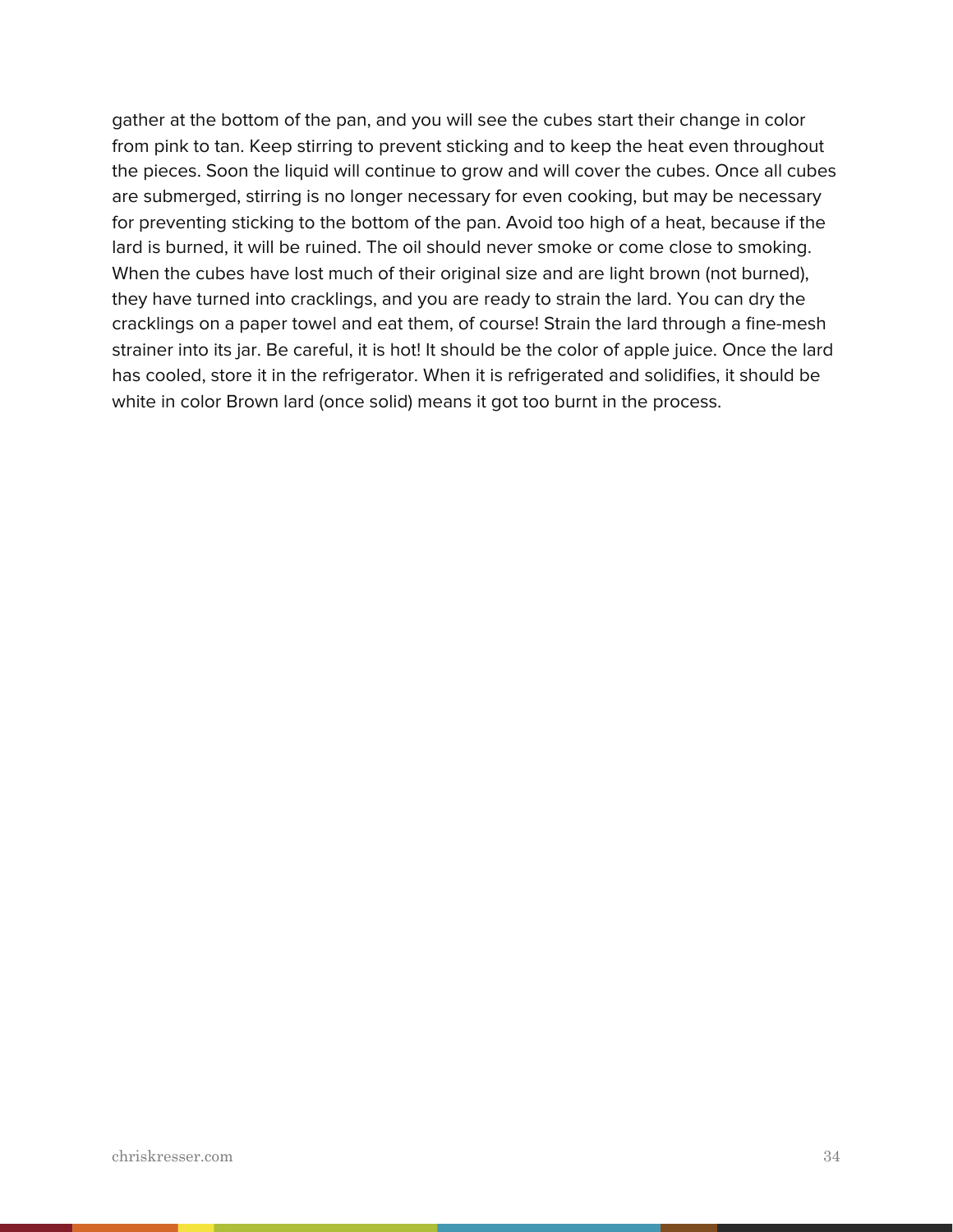gather at the bottom of the pan, and you will see the cubes start their change in color from pink to tan. Keep stirring to prevent sticking and to keep the heat even throughout the pieces. Soon the liquid will continue to grow and will cover the cubes. Once all cubes are submerged, stirring is no longer necessary for even cooking, but may be necessary for preventing sticking to the bottom of the pan. Avoid too high of a heat, because if the lard is burned, it will be ruined. The oil should never smoke or come close to smoking. When the cubes have lost much of their original size and are light brown (not burned), they have turned into cracklings, and you are ready to strain the lard. You can dry the cracklings on a paper towel and eat them, of course! Strain the lard through a fine-mesh strainer into its jar. Be careful, it is hot! It should be the color of apple juice. Once the lard has cooled, store it in the refrigerator. When it is refrigerated and solidifies, it should be white in color Brown lard (once solid) means it got too burnt in the process.